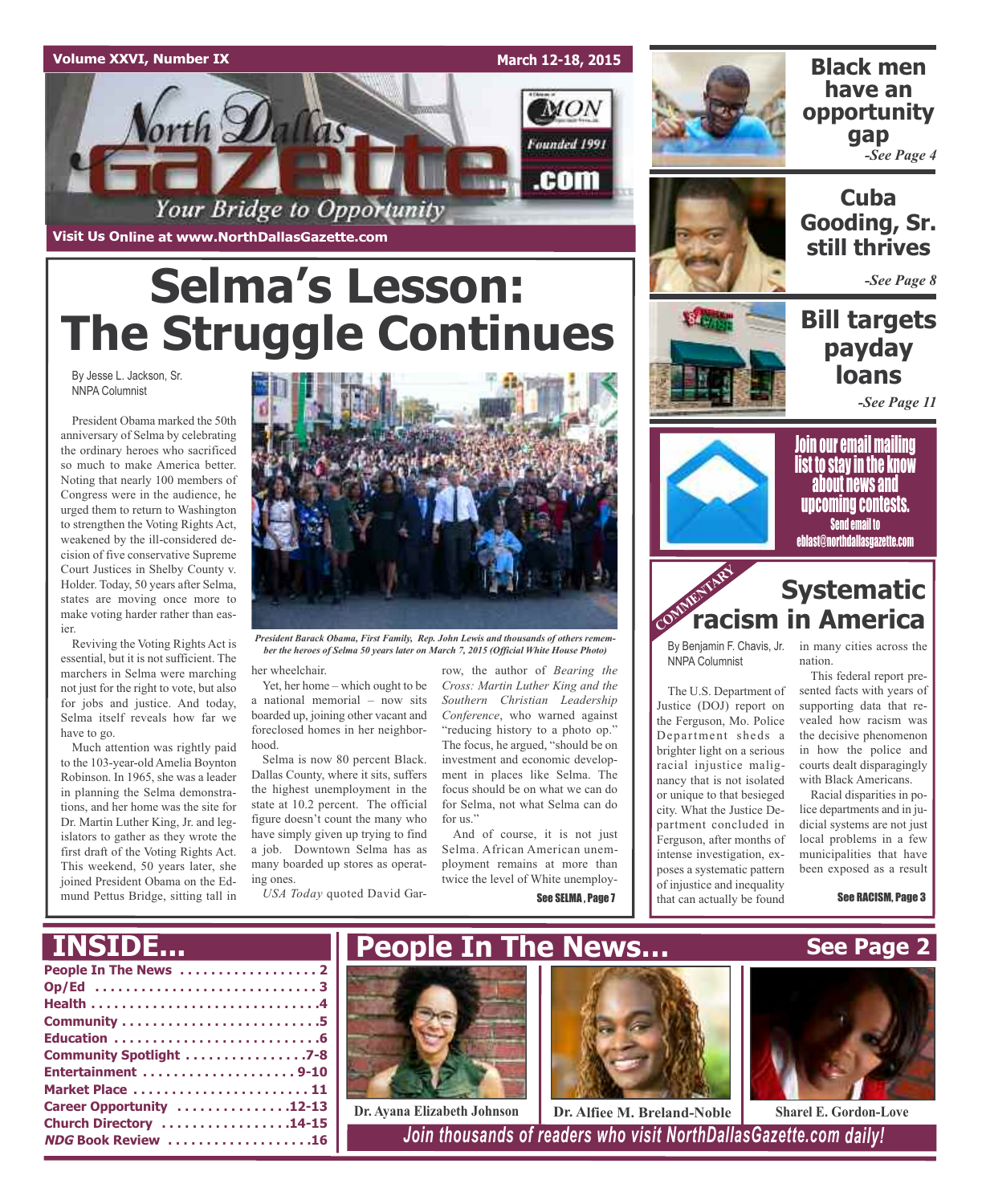Volume XXVI, Number IX — March 12-18, 2015

# North Dallas Gazette

Your Bridge to Opportunity

Founded 1991 — .com

Visit Us Online at www.NorthDallasGazette.com

# Selma's Lesson: The Struggle Continues

By Jesse L. Jackson, Sr.
NNPA Columnist

President Obama marked the 50th anniversary of Selma by celebrating the ordinary heroes who sacrificed so much to make America better. Noting that nearly 100 members of Congress were in the audience, he urged them to return to Washington to strengthen the Voting Rights Act, weakened by the ill-considered decision of five conservative Supreme Court Justices in Shelby County v. Holder. Today, 50 years after Selma, states are moving once more to make voting harder rather than easier.

Reviving the Voting Rights Act is essential, but it is not sufficient. The marchers in Selma were marching not just for the right to vote, but also for jobs and justice. And today, Selma itself reveals how far we have to go.

Much attention was rightly paid to the 103-year-old Amelia Boynton Robinson. In 1965, she was a leader in planning the Selma demonstrations, and her home was the site for Dr. Martin Luther King, Jr. and legislators to gather as they wrote the first draft of the Voting Rights Act. This weekend, 50 years later, she joined President Obama on the Edmund Pettus Bridge, sitting tall in her wheelchair.

*President Barack Obama, First Family, Rep. John Lewis and thousands of others remember the heroes of Selma 50 years later on March 7, 2015 (Official White House Photo)*

Yet, her home – which ought to be a national memorial – now sits boarded up, joining other vacant and foreclosed homes in her neighborhood.

Selma is now 80 percent Black. Dallas County, where it sits, suffers the highest unemployment in the state at 10.2 percent. The official figure doesn't count the many who have simply given up trying to find a job. Downtown Selma has as many boarded up stores as operating ones.

*USA Today* quoted David Garrow, the author of *Bearing the Cross: Martin Luther King and the Southern Christian Leadership Conference*, who warned against "reducing history to a photo op." The focus, he argued, "should be on investment and economic development in places like Selma. The focus should be on what we can do for Selma, not what Selma can do for us."

And of course, it is not just Selma. African American unemployment remains at more than twice the level of White unemploy-

See SELMA, Page 7

## Black men have an opportunity gap
*-See Page 4*

## Cuba Gooding, Sr. still thrives
*-See Page 8*

## Bill targets payday loans
*-See Page 11*

**Join our email mailing list to stay in the know about news and upcoming contests.**
Send email to eblast@northdallasgazette.com

COMMENTARY

## Systematic racism in America

By Benjamin F. Chavis, Jr.
NNPA Columnist

The U.S. Department of Justice (DOJ) report on the Ferguson, Mo. Police Department sheds a brighter light on a serious racial injustice malignancy that is not isolated or unique to that besieged city. What the Justice Department concluded in Ferguson, after months of intense investigation, exposes a systematic pattern of injustice and inequality that can actually be found in many cities across the nation.

This federal report presented facts with years of supporting data that revealed how racism was the decisive phenomenon in how the police and courts dealt disparagingly with Black Americans.

Racial disparities in police departments and in judicial systems are not just local problems in a few municipalities that have been exposed as a result

See RACISM, Page 3

## INSIDE...

- People In The News . . . . 2
- Op/Ed . . . . 3
- Health . . . . 4
- Community . . . . 5
- Education . . . . 6
- Community Spotlight . . . . 7-8
- Entertainment . . . . 9-10
- Market Place . . . . 11
- Career Opportunity . . . . 12-13
- Church Directory . . . . 14-15
- *NDG* Book Review . . . . 16

## People In The News... See Page 2

Dr. Ayana Elizabeth Johnson — Dr. Alfiee M. Breland-Noble — Sharel E. Gordon-Love

*Join thousands of readers who visit NorthDallasGazette.com daily!*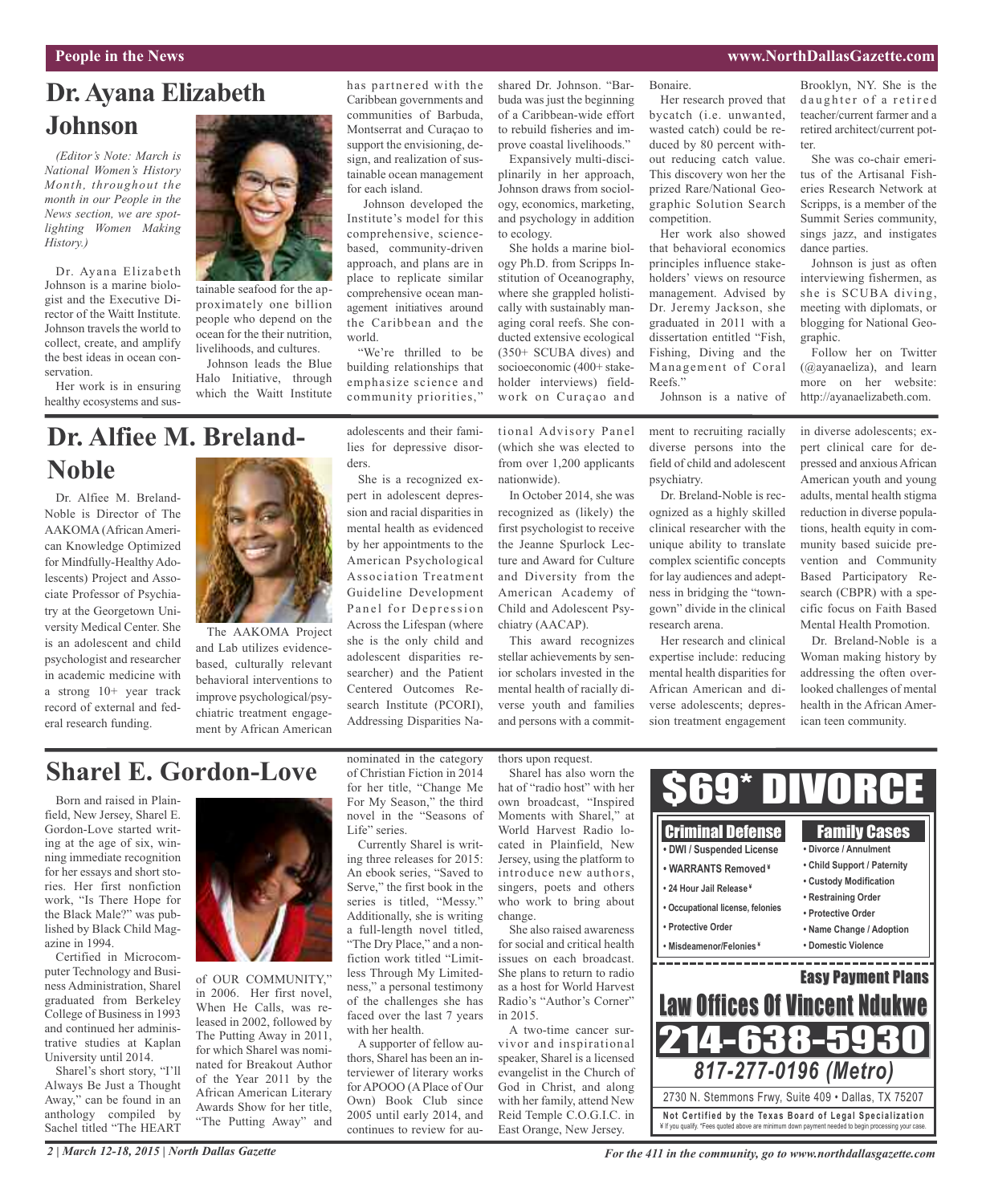# Dr. Ayana Elizabeth Johnson

*(Editor's Note: March is National Women's History Month, throughout the month in our People in the News section, we are spotlighting Women Making History.)*

Dr. Ayana Elizabeth Johnson is a marine biologist and the Executive Director of the Waitt Institute. Johnson travels the world to collect, create, and amplify the best ideas in ocean conservation.

Her work is in ensuring healthy ecosystems and sustainable seafood for the approximately one billion people who depend on the ocean for the their nutrition, livelihoods, and cultures.

Johnson leads the Blue Halo Initiative, through which the Waitt Institute has partnered with the Caribbean governments and communities of Barbuda, Montserrat and Curaçao to support the envisioning, design, and realization of sustainable ocean management for each island.

Johnson developed the Institute's model for this comprehensive, science-based, community-driven approach, and plans are in place to replicate similar comprehensive ocean management initiatives around the Caribbean and the world.

"We're thrilled to be building relationships that emphasize science and community priorities," shared Dr. Johnson. "Barbuda was just the beginning of a Caribbean-wide effort to rebuild fisheries and improve coastal livelihoods."

Expansively multi-disciplinarily in her approach, Johnson draws from sociology, economics, marketing, and psychology in addition to ecology.

She holds a marine biology Ph.D. from Scripps Institution of Oceanography, where she grappled holistically with sustainably managing coral reefs. She conducted extensive ecological (350+ SCUBA dives) and socioeconomic (400+ stakeholder interviews) fieldwork on Curaçao and Bonaire.

Her research proved that bycatch (i.e. unwanted, wasted catch) could be reduced by 80 percent without reducing catch value. This discovery won her the prized Rare/National Geographic Solution Search competition.

Her work also showed that behavioral economics principles influence stakeholders' views on resource management. Advised by Dr. Jeremy Jackson, she graduated in 2011 with a dissertation entitled "Fish, Fishing, Diving and the Management of Coral Reefs."

Johnson is a native of Brooklyn, NY. She is the daughter of a retired teacher/current farmer and a retired architect/current potter.

She was co-chair emeritus of the Artisanal Fisheries Research Network at Scripps, is a member of the Summit Series community, sings jazz, and instigates dance parties.

Johnson is just as often interviewing fishermen, as she is SCUBA diving, meeting with diplomats, or blogging for National Geographic.

Follow her on Twitter (@ayanaeliza), and learn more on her website: http://ayanaelizabeth.com.

# Dr. Alfiee M. Breland-Noble

Dr. Alfiee M. Breland-Noble is Director of The AAKOMA (African American Knowledge Optimized for Mindfully-Healthy Adolescents) Project and Associate Professor of Psychiatry at the Georgetown University Medical Center. She is an adolescent and child psychologist and researcher in academic medicine with a strong 10+ year track record of external and federal research funding.

The AAKOMA Project and Lab utilizes evidence-based, culturally relevant behavioral interventions to improve psychological/psychiatric treatment engagement by African American adolescents and their families for depressive disorders.

She is a recognized expert in adolescent depression and racial disparities in mental health as evidenced by her appointments to the American Psychological Association Treatment Guideline Development Panel for Depression Across the Lifespan (where she is the only child and adolescent disparities researcher) and the Patient Centered Outcomes Research Institute (PCORI), Addressing Disparities National Advisory Panel (which she was elected to from over 1,200 applicants nationwide).

In October 2014, she was recognized as (likely) the first psychologist to receive the Jeanne Spurlock Lecture and Award for Culture and Diversity from the American Academy of Child and Adolescent Psychiatry (AACAP).

This award recognizes stellar achievements by senior scholars invested in the mental health of racially diverse youth and families and persons with a commitment to recruiting racially diverse persons into the field of child and adolescent psychiatry.

Dr. Breland-Noble is recognized as a highly skilled clinical researcher with the unique ability to translate complex scientific concepts for lay audiences and adeptness in bridging the "town-gown" divide in the clinical research arena.

Her research and clinical expertise include: reducing mental health disparities for African American and diverse adolescents; depression treatment engagement in diverse adolescents; expert clinical care for depressed and anxious African American youth and young adults, mental health stigma reduction in diverse populations, health equity in community based suicide prevention and Community Based Participatory Research (CBPR) with a specific focus on Faith Based Mental Health Promotion.

Dr. Breland-Noble is a Woman making history by addressing the often overlooked challenges of mental health in the African American teen community.

# Sharel E. Gordon-Love

Born and raised in Plainfield, New Jersey, Sharel E. Gordon-Love started writing at the age of six, winning immediate recognition for her essays and short stories. Her first nonfiction work, "Is There Hope for the Black Male?" was published by Black Child Magazine in 1994.

Certified in Microcomputer Technology and Business Administration, Sharel graduated from Berkeley College of Business in 1993 and continued her administrative studies at Kaplan University until 2014.

Sharel's short story, "I'll Always Be Just a Thought Away," can be found in an anthology compiled by Sachel titled "The HEART of OUR COMMUNITY," in 2006. Her first novel, When He Calls, was released in 2002, followed by The Putting Away in 2011, for which Sharel was nominated for Breakout Author of the Year 2011 by the African American Literary Awards Show for her title, "The Putting Away" and nominated in the category of Christian Fiction in 2014 for her title, "Change Me For My Season," the third novel in the "Seasons of Life" series.

Currently Sharel is writing three releases for 2015: An ebook series, "Saved to Serve," the first book in the series is titled, "Messy." Additionally, she is writing a full-length novel titled, "The Dry Place," and a nonfiction work titled "Limitless Through My Limitedness," a personal testimony of the challenges she has faced over the last 7 years with her health.

A supporter of fellow authors, Sharel has been an interviewer of literary works for APOOO (A Place of Our Own) Book Club since 2005 until early 2014, and continues to review for authors upon request.

Sharel has also worn the hat of "radio host" with her own broadcast, "Inspired Moments with Sharel," at World Harvest Radio located in Plainfield, New Jersey, using the platform to introduce new authors, singers, poets and others who work to bring about change.

She also raised awareness for social and critical health issues on each broadcast. She plans to return to radio as a host for World Harvest Radio's "Author's Corner" in 2015.

A two-time cancer survivor and inspirational speaker, Sharel is a licensed evangelist in the Church of God in Christ, and along with her family, attend New Reid Temple C.O.G.I.C. in East Orange, New Jersey.

---

**$69* DIVORCE**

**Criminal Defense**
- DWI / Suspended License
- WARRANTS Removed ¥
- 24 Hour Jail Release ¥
- Occupational license, felonies
- Protective Order
- Misdeamenor/Felonies ¥

**Family Cases**
- Divorce / Annulment
- Child Support / Paternity
- Custody Modification
- Restraining Order
- Protective Order
- Name Change / Adoption
- Domestic Violence

**Easy Payment Plans**

**Law Offices Of Vincent Ndukwe**

**214-638-5930**

**817-277-0196 (Metro)**

2730 N. Stemmons Frwy, Suite 409 • Dallas, TX 75207

**Not Certified by the Texas Board of Legal Specialization**

¥ If you qualify. *Fees quoted above are minimum down payment needed to begin processing your case.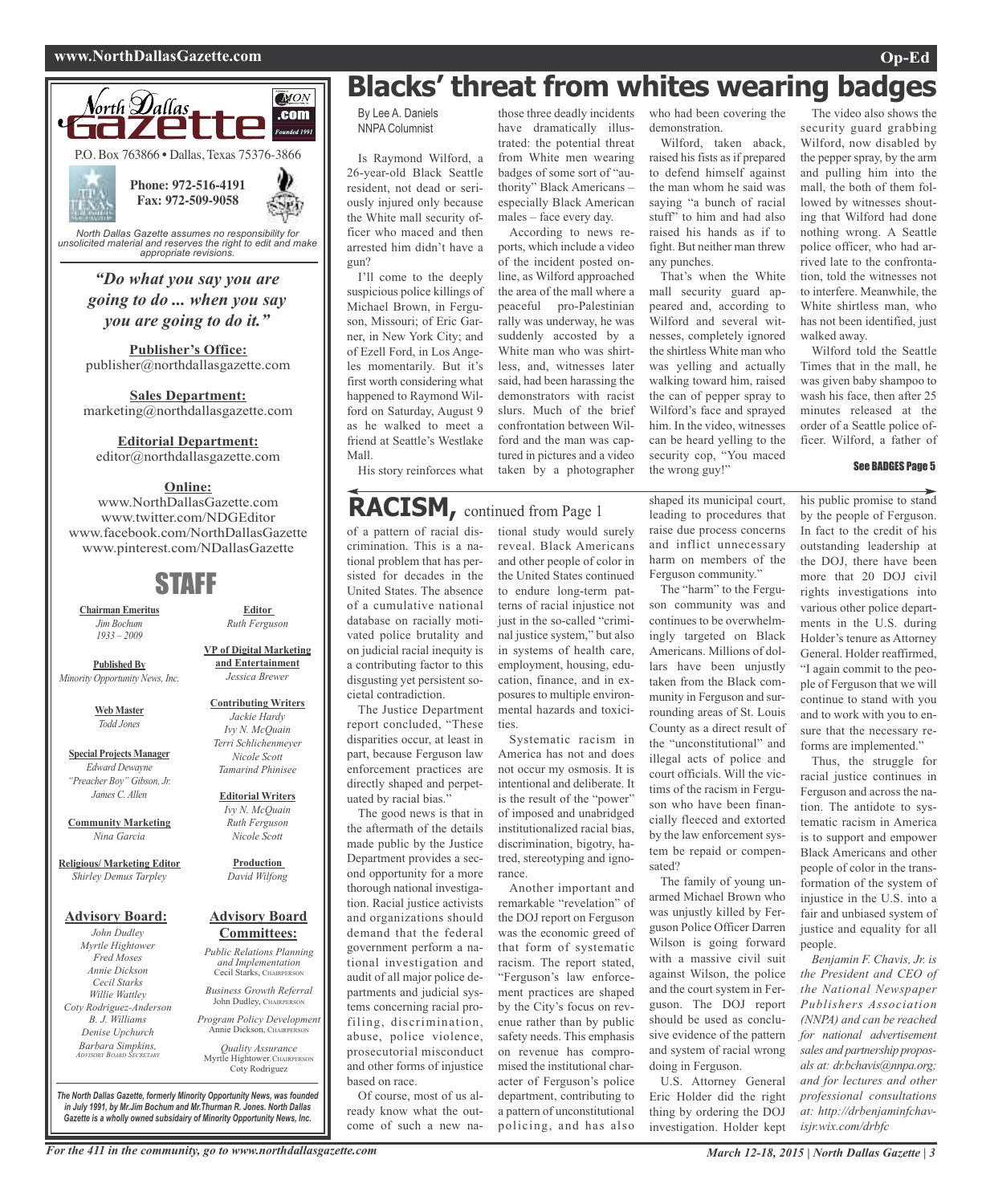# North Dallas Gazette

P.O. Box 763866 • Dallas, Texas 75376-3866

**Phone: 972-516-4191**
**Fax: 972-509-9058**

*North Dallas Gazette assumes no responsibility for unsolicited material and reserves the right to edit and make appropriate revisions.*

***"Do what you say you are going to do ... when you say you are going to do it."***

**Publisher's Office:**
publisher@northdallasgazette.com

**Sales Department:**
marketing@northdallasgazette.com

**Editorial Department:**
editor@northdallasgazette.com

**Online:**
www.NorthDallasGazette.com
www.twitter.com/NDGEditor
www.facebook.com/NorthDallasGazette
www.pinterest.com/NDallasGazette

## STAFF

**Chairman Emeritus**
*Jim Bochum*
*1933 – 2009*

**Published By**
*Minority Opportunity News, Inc.*

**Web Master**
*Todd Jones*

**Special Projects Manager**
*Edward Dewayne "Preacher Boy" Gibson, Jr.*
*James C. Allen*

**Community Marketing**
*Nina Garcia*

**Religious/ Marketing Editor**
*Shirley Demus Tarpley*

**Editor**
*Ruth Ferguson*

**VP of Digital Marketing and Entertainment**
*Jessica Brewer*

**Contributing Writers**
*Jackie Hardy*
*Ivy N. McQuain*
*Terri Schlichenmeyer*
*Nicole Scott*
*Tamarind Phinisee*

**Editorial Writers**
*Ivy N. McQuain*
*Ruth Ferguson*
*Nicole Scott*

**Production**
*David Wilfong*

**Advisory Board:**
*John Dudley*
*Myrtle Hightower*
*Fred Moses*
*Annie Dickson*
*Cecil Starks*
*Willie Wattley*
*Coty Rodriguez-Anderson*
*B. J. Williams*
*Denise Upchurch*
*Barbara Simpkins, Advisory Board Secretary*

**Advisory Board Committees:**

*Public Relations Planning and Implementation*
Cecil Starks, Chairperson

*Business Growth Referral*
John Dudley, Chairperson

*Program Policy Development*
Annie Dickson, Chairperson

*Quality Assurance*
Myrtle Hightower, Chairperson
Coty Rodriguez

***The North Dallas Gazette, formerly Minority Opportunity News, was founded in July 1991, by Mr.Jim Bochum and Mr.Thurman R. Jones. North Dallas Gazette is a wholly owned subsidairy of Minority Opportunity News, Inc.***

# Blacks' threat from whites wearing badges

By Lee A. Daniels
NNPA Columnist

Is Raymond Wilford, a 26-year-old Black Seattle resident, not dead or seriously injured only because the White mall security officer who maced and then arrested him didn't have a gun?

I'll come to the deeply suspicious police killings of Michael Brown, in Ferguson, Missouri; of Eric Garner, in New York City; and of Ezell Ford, in Los Angeles momentarily. But it's first worth considering what happened to Raymond Wilford on Saturday, August 9 as he walked to meet a friend at Seattle's Westlake Mall.

His story reinforces what those three deadly incidents have dramatically illustrated: the potential threat from White men wearing badges of some sort of "authority" Black Americans – especially Black American males – face every day.

According to news reports, which include a video of the incident posted online, as Wilford approached the area of the mall where a peaceful pro-Palestinian rally was underway, he was suddenly accosted by a White man who was shirtless, and, witnesses later said, had been harassing the demonstrators with racist slurs. Much of the brief confrontation between Wilford and the man was captured in pictures and a video taken by a photographer who had been covering the demonstration.

Wilford, taken aback, raised his fists as if prepared to defend himself against the man whom he said was saying "a bunch of racial stuff" to him and had also raised his hands as if to fight. But neither man threw any punches.

That's when the White mall security guard appeared and, according to Wilford and several witnesses, completely ignored the shirtless White man who was yelling and actually walking toward him, raised the can of pepper spray to Wilford's face and sprayed him. In the video, witnesses can be heard yelling to the security cop, "You maced the wrong guy!"

The video also shows the security guard grabbing Wilford, now disabled by the pepper spray, by the arm and pulling him into the mall, the both of them followed by witnesses shouting that Wilford had done nothing wrong. A Seattle police officer, who had arrived late to the confrontation, told the witnesses not to interfere. Meanwhile, the White shirtless man, who has not been identified, just walked away.

Wilford told the Seattle Times that in the mall, he was given baby shampoo to wash his face, then after 25 minutes released at the order of a Seattle police officer. Wilford, a father of

**See BADGES Page 5**

## RACISM, continued from Page 1

of a pattern of racial discrimination. This is a national problem that has persisted for decades in the United States. The absence of a cumulative national database on racially motivated police brutality and on judicial racial inequity is a contributing factor to this disgusting yet persistent societal contradiction.

The Justice Department report concluded, "These disparities occur, at least in part, because Ferguson law enforcement practices are directly shaped and perpetuated by racial bias."

The good news is that in the aftermath of the details made public by the Justice Department provides a second opportunity for a more thorough national investigation. Racial justice activists and organizations should demand that the federal government perform a national investigation and audit of all major police departments and judicial systems concerning racial profiling, discrimination, abuse, police violence, prosecutorial misconduct and other forms of injustice based on race.

Of course, most of us already know what the outcome of such a new national study would surely reveal. Black Americans and other people of color in the United States continued to endure long-term patterns of racial injustice not just in the so-called "criminal justice system," but also in systems of health care, employment, housing, education, finance, and in exposures to multiple environmental hazards and toxicities.

Systematic racism in America has not and does not occur my osmosis. It is intentional and deliberate. It is the result of the "power" of imposed and unabridged institutionalized racial bias, discrimination, bigotry, hatred, stereotyping and ignorance.

Another important and remarkable "revelation" of the DOJ report on Ferguson was the economic greed of that form of systematic racism. The report stated, "Ferguson's law enforcement practices are shaped by the City's focus on revenue rather than by public safety needs. This emphasis on revenue has compromised the institutional character of Ferguson's police department, contributing to a pattern of unconstitutional policing, and has also shaped its municipal court, leading to procedures that raise due process concerns and inflict unnecessary harm on members of the Ferguson community."

The "harm" to the Ferguson community was and continues to be overwhelmingly targeted on Black Americans. Millions of dollars have been unjustly taken from the Black community in Ferguson and surrounding areas of St. Louis County as a direct result of the "unconstitutional" and illegal acts of police and court officials. Will the victims of the racism in Ferguson who have been financially fleeced and extorted by the law enforcement system be repaid or compensated?

The family of young unarmed Michael Brown who was unjustly killed by Ferguson Police Officer Darren Wilson is going forward with a massive civil suit against Wilson, the police and the court system in Ferguson. The DOJ report should be used as conclusive evidence of the pattern and system of racial wrong doing in Ferguson.

U.S. Attorney General Eric Holder did the right thing by ordering the DOJ investigation. Holder kept his public promise to stand by the people of Ferguson. In fact to the credit of his outstanding leadership at the DOJ, there have been more that 20 DOJ civil rights investigations into various other police departments in the U.S. during Holder's tenure as Attorney General. Holder reaffirmed, "I again commit to the people of Ferguson that we will continue to stand with you and to work with you to ensure that the necessary reforms are implemented."

Thus, the struggle for racial justice continues in Ferguson and across the nation. The antidote to systematic racism in America is to support and empower Black Americans and other people of color in the transformation of the system of injustice in the U.S. into a fair and unbiased system of justice and equality for all people.

*Benjamin F. Chavis, Jr. is the President and CEO of the National Newspaper Publishers Association (NNPA) and can be reached for national advertisement sales and partnership proposals at: dr.bchavis@nnpa.org; and for lectures and other professional consultations at: http://drbenjaminfchavisjr.wix.com/drbfc*

*For the 411 in the community, go to www.northdallasgazette.com*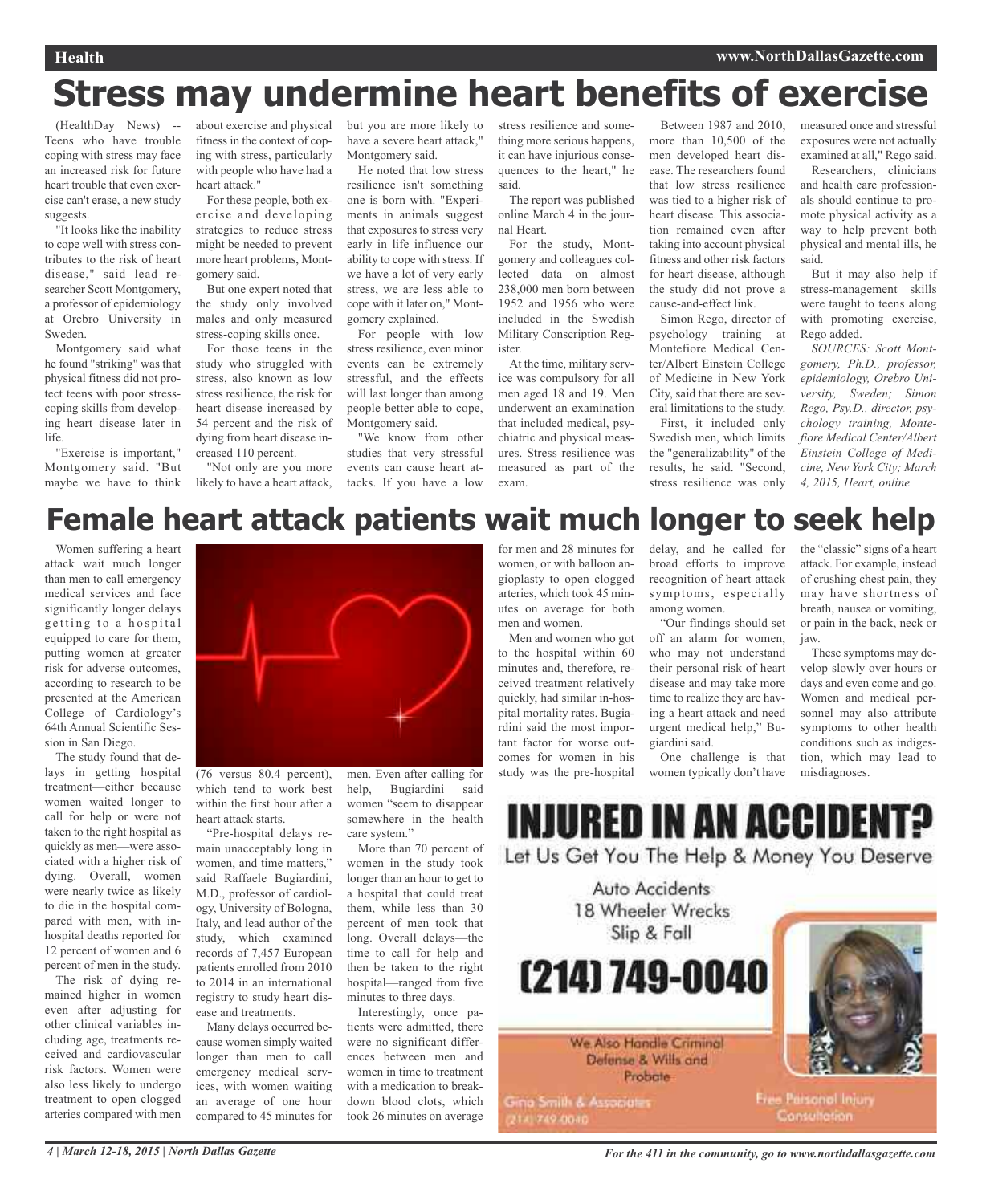# Stress may undermine heart benefits of exercise

(HealthDay News) -- Teens who have trouble coping with stress may face an increased risk for future heart trouble that even exercise can't erase, a new study suggests.

"It looks like the inability to cope well with stress contributes to the risk of heart disease," said lead researcher Scott Montgomery, a professor of epidemiology at Orebro University in Sweden.

Montgomery said what he found "striking" was that physical fitness did not protect teens with poor stress-coping skills from developing heart disease later in life.

"Exercise is important," Montgomery said. "But maybe we have to think about exercise and physical fitness in the context of coping with stress, particularly with people who have had a heart attack."

For these people, both exercise and developing strategies to reduce stress might be needed to prevent more heart problems, Montgomery said.

But one expert noted that the study only involved males and only measured stress-coping skills once.

For those teens in the study who struggled with stress, also known as low stress resilience, the risk for heart disease increased by 54 percent and the risk of dying from heart disease increased 110 percent.

"Not only are you more likely to have a heart attack, but you are more likely to have a severe heart attack," Montgomery said.

He noted that low stress resilience isn't something one is born with. "Experiments in animals suggest that exposures to stress very early in life influence our ability to cope with stress. If we have a lot of very early stress, we are less able to cope with it later on," Montgomery explained.

For people with low stress resilience, even minor events can be extremely stressful, and the effects will last longer than among people better able to cope, Montgomery said.

"We know from other studies that very stressful events can cause heart attacks. If you have a low stress resilience and something more serious happens, it can have injurious consequences to the heart," he said.

The report was published online March 4 in the journal Heart.

For the study, Montgomery and colleagues collected data on almost 238,000 men born between 1952 and 1956 who were included in the Swedish Military Conscription Register.

At the time, military service was compulsory for all men aged 18 and 19. Men underwent an examination that included medical, psychiatric and physical measures. Stress resilience was measured as part of the exam.

Between 1987 and 2010, more than 10,500 of the men developed heart disease. The researchers found that low stress resilience was tied to a higher risk of heart disease. This association remained even after taking into account physical fitness and other risk factors for heart disease, although the study did not prove a cause-and-effect link.

Simon Rego, director of psychology training at Montefiore Medical Center/Albert Einstein College of Medicine in New York City, said that there are several limitations to the study.

First, it included only Swedish men, which limits the "generalizability" of the results, he said. "Second, stress resilience was only measured once and stressful exposures were not actually examined at all," Rego said.

Researchers, clinicians and health care professionals should continue to promote physical activity as a way to help prevent both physical and mental ills, he said.

But it may also help if stress-management skills were taught to teens along with promoting exercise, Rego added.

*SOURCES: Scott Montgomery, Ph.D., professor, epidemiology, Orebro University, Sweden; Simon Rego, Psy.D., director, psychology training, Montefiore Medical Center/Albert Einstein College of Medicine, New York City; March 4, 2015, Heart, online*

# Female heart attack patients wait much longer to seek help

Women suffering a heart attack wait much longer than men to call emergency medical services and face significantly longer delays getting to a hospital equipped to care for them, putting women at greater risk for adverse outcomes, according to research to be presented at the American College of Cardiology's 64th Annual Scientific Session in San Diego.

The study found that delays in getting hospital treatment—either because women waited longer to call for help or were not taken to the right hospital as quickly as men—were associated with a higher risk of dying. Overall, women were nearly twice as likely to die in the hospital compared with men, with in-hospital deaths reported for 12 percent of women and 6 percent of men in the study.

The risk of dying remained higher in women even after adjusting for other clinical variables including age, treatments received and cardiovascular risk factors. Women were also less likely to undergo treatment to open clogged arteries compared with men (76 versus 80.4 percent), which tend to work best within the first hour after a heart attack starts.

"Pre-hospital delays remain unacceptably long in women, and time matters," said Raffaele Bugiardini, M.D., professor of cardiology, University of Bologna, Italy, and lead author of the study, which examined records of 7,457 European patients enrolled from 2010 to 2014 in an international registry to study heart disease and treatments.

Many delays occurred because women simply waited longer than men to call emergency medical services, with women waiting an average of one hour compared to 45 minutes for men. Even after calling for help, Bugiardini said women "seem to disappear somewhere in the health care system."

More than 70 percent of women in the study took longer than an hour to get to a hospital that could treat them, while less than 30 percent of men took that long. Overall delays—the time to call for help and then be taken to the right hospital—ranged from five minutes to three days.

Interestingly, once patients were admitted, there were no significant differences between men and women in time to treatment with a medication to break-down blood clots, which took 26 minutes on average for men and 28 minutes for women, or with balloon angioplasty to open clogged arteries, which took 45 minutes on average for both men and women.

Men and women who got to the hospital within 60 minutes and, therefore, received treatment relatively quickly, had similar in-hospital mortality rates. Bugiardini said the most important factor for worse outcomes for women in his study was the pre-hospital delay, and he called for broad efforts to improve recognition of heart attack symptoms, especially among women.

"Our findings should set off an alarm for women, who may not understand their personal risk of heart disease and may take more time to realize they are having a heart attack and need urgent medical help," Bugiardini said.

One challenge is that women typically don't have the "classic" signs of a heart attack. For example, instead of crushing chest pain, they may have shortness of breath, nausea or vomiting, or pain in the back, neck or jaw.

These symptoms may develop slowly over hours or days and even come and go. Women and medical personnel may also attribute symptoms to other health conditions such as indigestion, which may lead to misdiagnoses.

**INJURED IN AN ACCIDENT?**

Let Us Get You The Help & Money You Deserve

Auto Accidents
18 Wheeler Wrecks
Slip & Fall

**(214) 749-0040**

We Also Handle Criminal Defense & Wills and Probate

Gina Smith & Associates
(214) 749-0040

Free Personal Injury Consultation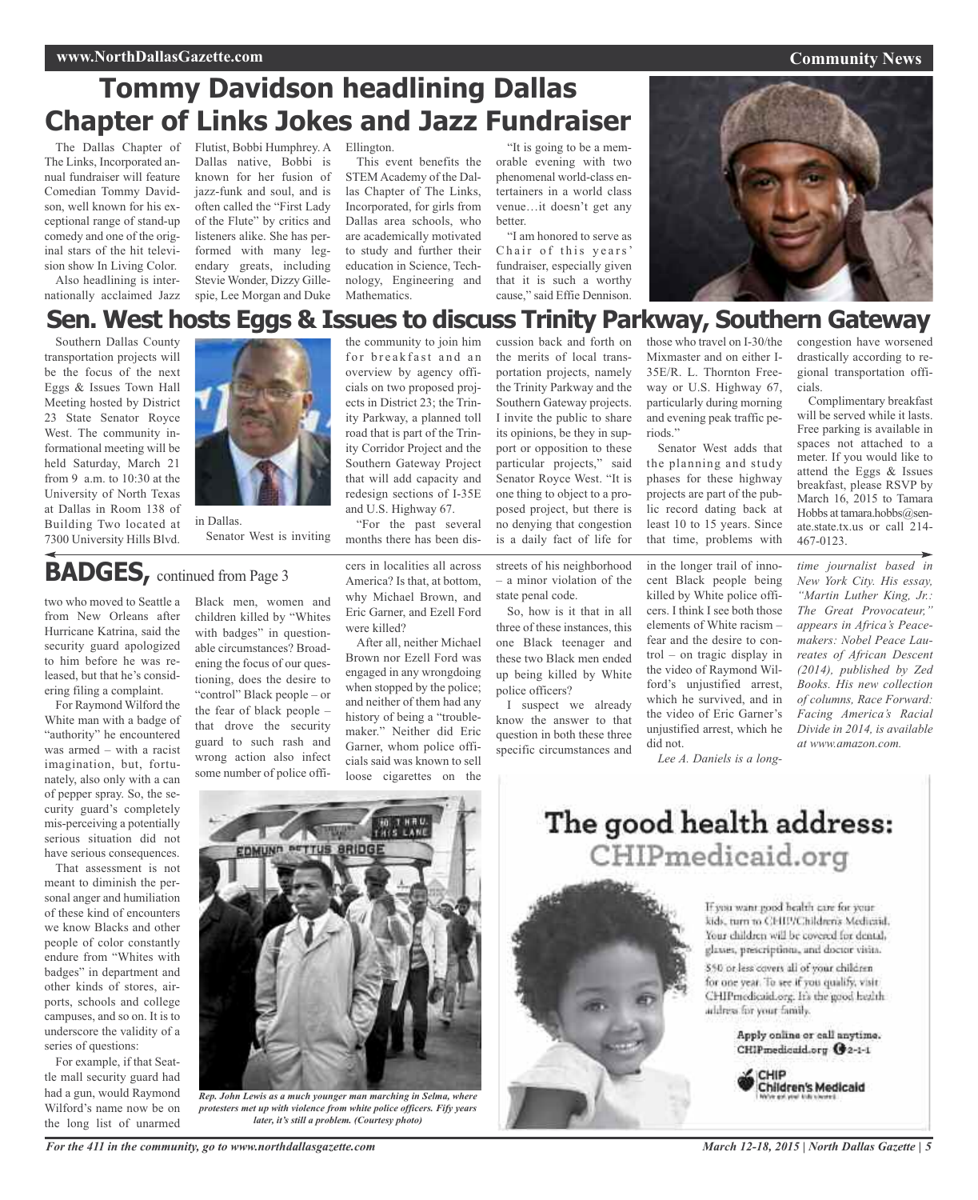# Tommy Davidson headlining Dallas Chapter of Links Jokes and Jazz Fundraiser

The Dallas Chapter of The Links, Incorporated annual fundraiser will feature Comedian Tommy Davidson, well known for his exceptional range of stand-up comedy and one of the original stars of the hit television show In Living Color.

Also headlining is internationally acclaimed Jazz Flutist, Bobbi Humphrey. A Dallas native, Bobbi is known for her fusion of jazz-funk and soul, and is often called the "First Lady of the Flute" by critics and listeners alike. She has performed with many legendary greats, including Stevie Wonder, Dizzy Gillespie, Lee Morgan and Duke Ellington.

This event benefits the STEM Academy of the Dallas Chapter of The Links, Incorporated, for girls from Dallas area schools, who are academically motivated to study and further their education in Science, Technology, Engineering and Mathematics.

"It is going to be a memorable evening with two phenomenal world-class entertainers in a world class venue…it doesn't get any better.

"I am honored to serve as Chair of this years' fundraiser, especially given that it is such a worthy cause," said Effie Dennison.

# Sen. West hosts Eggs & Issues to discuss Trinity Parkway, Southern Gateway

Southern Dallas County transportation projects will be the focus of the next Eggs & Issues Town Hall Meeting hosted by District 23 State Senator Royce West. The community informational meeting will be held Saturday, March 21 from 9 a.m. to 10:30 at the University of North Texas at Dallas in Room 138 of Building Two located at 7300 University Hills Blvd. in Dallas.

Senator West is inviting the community to join him for breakfast and an overview by agency officials on two proposed projects in District 23; the Trinity Parkway, a planned toll road that is part of the Trinity Corridor Project and the Southern Gateway Project that will add capacity and redesign sections of I-35E and U.S. Highway 67.

"For the past several months there has been discussion back and forth on the merits of local transportation projects, namely the Trinity Parkway and the Southern Gateway projects. I invite the public to share its opinions, be they in support or opposition to these particular projects," said Senator Royce West. "It is one thing to object to a proposed project, but there is no denying that congestion is a daily fact of life for those who travel on I-30/the Mixmaster and on either I-35E/R. L. Thornton Freeway or U.S. Highway 67, particularly during morning and evening peak traffic periods."

Senator West adds that the planning and study phases for these highway projects are part of the public record dating back at least 10 to 15 years. Since that time, problems with congestion have worsened drastically according to regional transportation officials.

Complimentary breakfast will be served while it lasts. Free parking is available in spaces not attached to a meter. If you would like to attend the Eggs & Issues breakfast, please RSVP by March 16, 2015 to Tamara Hobbs at tamara.hobbs@senate.state.tx.us or call 214-467-0123.

# BADGES, continued from Page 3

two who moved to Seattle a from New Orleans after Hurricane Katrina, said the security guard apologized to him before he was released, but that he's considering filing a complaint.

For Raymond Wilford the White man with a badge of "authority" he encountered was armed – with a racist imagination, but, fortunately, also only with a can of pepper spray. So, the security guard's completely mis-perceiving a potentially serious situation did not have serious consequences.

That assessment is not meant to diminish the personal anger and humiliation of these kind of encounters we know Blacks and other people of color constantly endure from "Whites with badges" in department and other kinds of stores, airports, schools and college campuses, and so on. It is to underscore the validity of a series of questions:

For example, if that Seattle mall security guard had had a gun, would Raymond Wilford's name now be on the long list of unarmed Black men, women and children killed by "Whites with badges" in questionable circumstances? Broadening the focus of our questioning, does the desire to "control" Black people – or the fear of black people – that drove the security guard to such rash and wrong action also infect some number of police officers in localities all across America? Is that, at bottom, why Michael Brown, and Eric Garner, and Ezell Ford were killed?

After all, neither Michael Brown nor Ezell Ford was engaged in any wrongdoing when stopped by the police; and neither of them had any history of being a "troublemaker." Neither did Eric Garner, whom police officials said was known to sell loose cigarettes on the streets of his neighborhood – a minor violation of the state penal code.

So, how is it that in all three of these instances, this one Black teenager and these two Black men ended up being killed by White police officers?

I suspect we already know the answer to that question in both these three specific circumstances and in the longer trail of innocent Black people being killed by White police officers. I think I see both those elements of White racism – fear and the desire to control – on tragic display in the video of Raymond Wilford's unjustified arrest, which he survived, and in the video of Eric Garner's unjustified arrest, which he did not.

*Lee A. Daniels is a longtime journalist based in New York City. His essay, "Martin Luther King, Jr.: The Great Provocateur," appears in Africa's Peacemakers: Nobel Peace Laureates of African Descent (2014), published by Zed Books. His new collection of columns, Race Forward: Facing America's Racial Divide in 2014, is available at www.amazon.com.*

***Rep. John Lewis as a much younger man marching in Selma, where protesters met up with violence from white police officers. Fify years later, it's still a problem. (Courtesy photo)***

# The good health address: CHIPmedicaid.org

If you want good health care for your kids, turn to CHIP/Children's Medicaid. Your children will be covered for dental, glasses, prescriptions, and doctor visits.

$50 or less covers all of your children for one year. To see if you qualify, visit CHIPmedicaid.org. It's the good health address for your family.

**Apply online or call anytime. CHIPmedicaid.org 2-1-1**

CHIP Children's Medicaid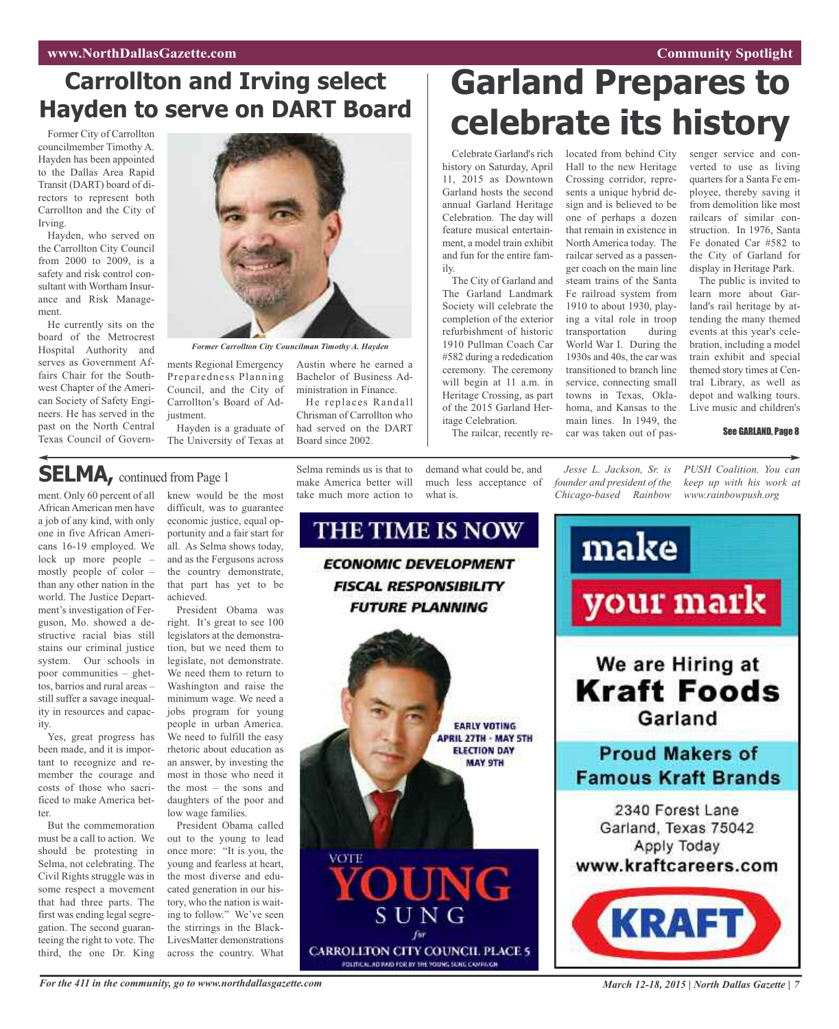# Carrollton and Irving select Hayden to serve on DART Board

Former City of Carrollton councilmember Timothy A. Hayden has been appointed to the Dallas Area Rapid Transit (DART) board of directors to represent both Carrollton and the City of Irving.

Hayden, who served on the Carrollton City Council from 2000 to 2009, is a safety and risk control consultant with Wortham Insurance and Risk Management.

He currently sits on the board of the Metrocrest Hospital Authority and serves as Government Affairs Chair for the Southwest Chapter of the American Society of Safety Engineers. He has served in the past on the North Central Texas Council of Governments Regional Emergency Preparedness Planning Council, and the City of Carrollton's Board of Adjustment.

*Former Carrollton City Councilman Timothy A. Hayden*

Hayden is a graduate of The University of Texas at Austin where he earned a Bachelor of Business Administration in Finance.

He replaces Randall Chrisman of Carrollton who had served on the DART Board since 2002.

# Garland Prepares to celebrate its history

Celebrate Garland's rich history on Saturday, April 11, 2015 as Downtown Garland hosts the second annual Garland Heritage Celebration. The day will feature musical entertainment, a model train exhibit and fun for the entire family.

The City of Garland and The Garland Landmark Society will celebrate the completion of the exterior refurbishment of historic 1910 Pullman Coach Car #582 during a rededication ceremony. The ceremony will begin at 11 a.m. in Heritage Crossing, as part of the 2015 Garland Heritage Celebration.

The railcar, recently relocated from behind City Hall to the new Heritage Crossing corridor, represents a unique hybrid design and is believed to be one of perhaps a dozen that remain in existence in North America today. The railcar served as a passenger coach on the main line steam trains of the Santa Fe railroad system from 1910 to about 1930, playing a vital role in troop transportation during World War I. During the 1930s and 40s, the car was transitioned to branch line service, connecting small towns in Texas, Oklahoma, and Kansas to the main lines. In 1949, the car was taken out of passenger service and converted to use as living quarters for a Santa Fe employee, thereby saving it from demolition like most railcars of similar construction. In 1976, Santa Fe donated Car #582 to the City of Garland for display in Heritage Park.

The public is invited to learn more about Garland's rail heritage by attending the many themed events at this year's celebration, including a model train exhibit and special themed story times at Central Library, as well as depot and walking tours. Live music and children's

See GARLAND, Page 8

## SELMA, continued from Page 1

ment. Only 60 percent of all African American men have a job of any kind, with only one in five African Americans 16-19 employed. We lock up more people – mostly people of color – than any other nation in the world. The Justice Department's investigation of Ferguson, Mo. showed a destructive racial bias still stains our criminal justice system. Our schools in poor communities – ghettos, barrios and rural areas – still suffer a savage inequality in resources and capacity.

Yes, great progress has been made, and it is important to recognize and remember the courage and costs of those who sacrificed to make America better.

But the commemoration must be a call to action. We should be protesting in Selma, not celebrating. The Civil Rights struggle was in some respect a movement that had three parts. The first was ending legal segregation. The second guaranteeing the right to vote. The third, the one Dr. King knew would be the most difficult, was to guarantee economic justice, equal opportunity and a fair start for all. As Selma shows today, and as the Fergusons across the country demonstrate, that part has yet to be achieved.

President Obama was right. It's great to see 100 legislators at the demonstration, but we need them to legislate, not demonstrate. We need them to return to Washington and raise the minimum wage. We need a jobs program for young people in urban America. We need to fulfill the easy rhetoric about education as an answer, by investing the most in those who need it the most – the sons and daughters of the poor and low wage families.

President Obama called out to the young to lead once more: "It is you, the young and fearless at heart, the most diverse and educated generation in our history, who the nation is waiting to follow." We've seen the stirrings in the BlackLivesMatter demonstrations across the country. What Selma reminds us is that to make America better will take much more action to demand what could be, and much less acceptance of what is.

*Jesse L. Jackson, Sr. is founder and president of the Chicago-based Rainbow PUSH Coalition. You can keep up with his work at www.rainbowpush.org*

THE TIME IS NOW

ECONOMIC DEVELOPMENT
FISCAL RESPONSIBILITY
FUTURE PLANNING

EARLY VOTING APRIL 27TH - MAY 5TH
ELECTION DAY MAY 9TH

VOTE YOUNG SUNG for CARROLLTON CITY COUNCIL PLACE 5

POLITICAL AD PAID FOR BY THE YOUNG SUNG CAMPAIGN

make your mark

We are Hiring at **Kraft Foods** Garland

Proud Makers of Famous Kraft Brands

2340 Forest Lane
Garland, Texas 75042
Apply Today
www.kraftcareers.com

KRAFT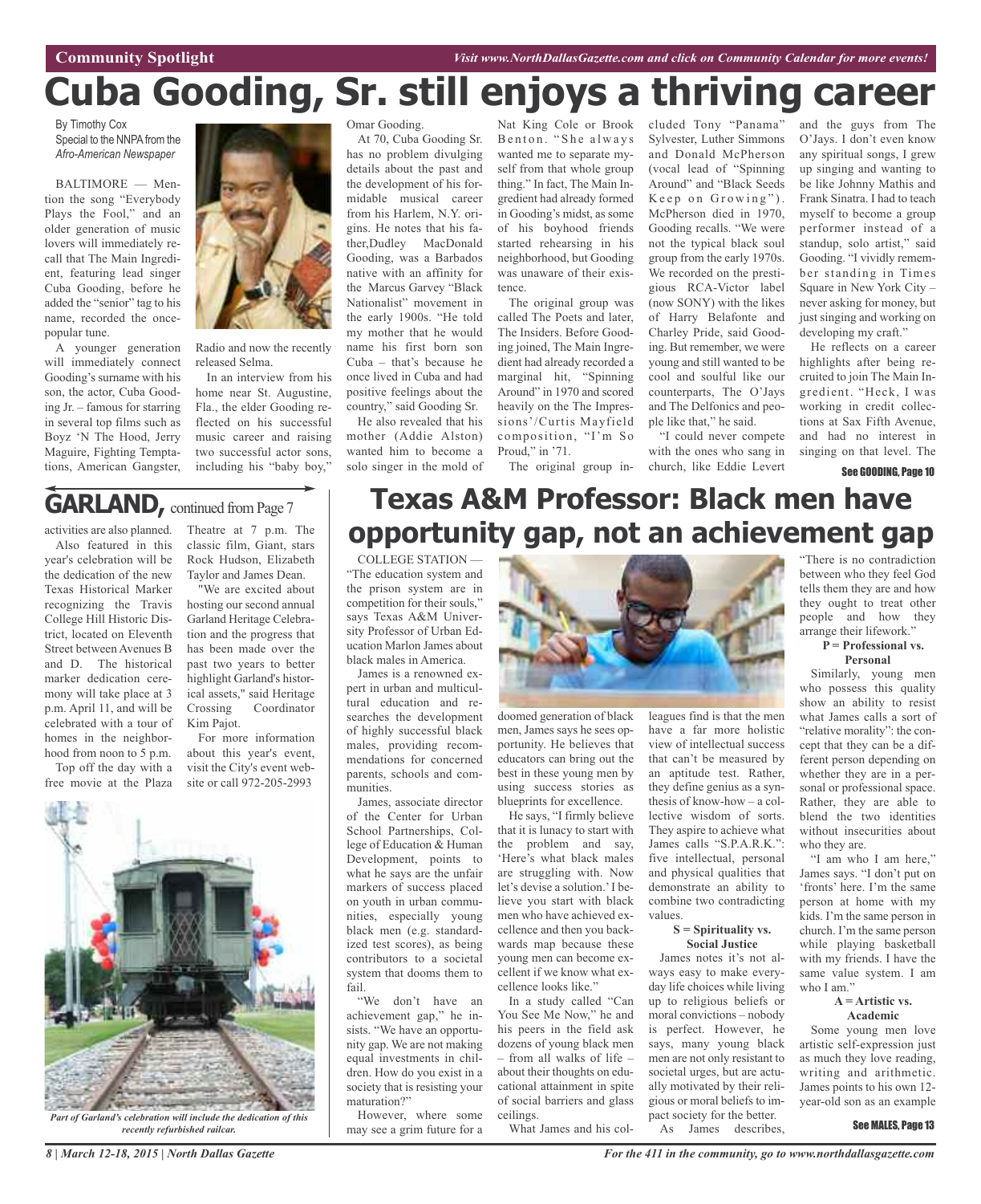Community Spotlight

*Visit www.NorthDallasGazette.com and click on Community Calendar for more events!*

# Cuba Gooding, Sr. still enjoys a thriving career

By Timothy Cox
Special to the NNPA from the *Afro-American Newspaper*

BALTIMORE — Mention the song "Everybody Plays the Fool," and an older generation of music lovers will immediately recall that The Main Ingredient, featuring lead singer Cuba Gooding, before he added the "senior" tag to his name, recorded the once-popular tune.

A younger generation will immediately connect Gooding's surname with his son, the actor, Cuba Gooding Jr. – famous for starring in several top films such as Boyz 'N The Hood, Jerry Maguire, Fighting Temptations, American Gangster, Radio and now the recently released Selma.

In an interview from his home near St. Augustine, Fla., the elder Gooding reflected on his successful music career and raising two successful actor sons, including his "baby boy," Omar Gooding.

At 70, Cuba Gooding Sr. has no problem divulging details about the past and the development of his formidable musical career from his Harlem, N.Y. origins. He notes that his father,Dudley MacDonald Gooding, was a Barbados native with an affinity for the Marcus Garvey "Black Nationalist" movement in the early 1900s. "He told my mother that he would name his first born son Cuba – that's because he once lived in Cuba and had positive feelings about the country," said Gooding Sr.

He also revealed that his mother (Addie Alston) wanted him to become a solo singer in the mold of Nat King Cole or Brook Benton. "She always wanted me to separate myself from that whole group thing." In fact, The Main Ingredient had already formed in Gooding's midst, as some of his boyhood friends started rehearsing in his neighborhood, but Gooding was unaware of their existence.

The original group was called The Poets and later, The Insiders. Before Gooding joined, The Main Ingredient had already recorded a marginal hit, "Spinning Around" in 1970 and scored heavily on the The Impressions'/Curtis Mayfield composition, "I'm So Proud," in '71.

The original group included Tony "Panama" Sylvester, Luther Simmons and Donald McPherson (vocal lead of "Spinning Around" and "Black Seeds Keep on Growing"). McPherson died in 1970, Gooding recalls. "We were not the typical black soul group from the early 1970s. We recorded on the prestigious RCA-Victor label (now SONY) with the likes of Harry Belafonte and Charley Pride, said Gooding. But remember, we were young and still wanted to be cool and soulful like our counterparts, The O'Jays and The Delfonics and people like that," he said.

"I could never compete with the ones who sang in church, like Eddie Levert and the guys from The O'Jays. I don't even know any spiritual songs, I grew up singing and wanting to be like Johnny Mathis and Frank Sinatra. I had to teach myself to become a group performer instead of a standup, solo artist," said Gooding. "I vividly remember standing in Times Square in New York City – never asking for money, but just singing and working on developing my craft."

He reflects on a career highlights after being recruited to join The Main Ingredient. "Heck, I was working in credit collections at Sax Fifth Avenue, and had no interest in singing on that level. The

See GOODING, Page 10

## GARLAND, continued from Page 7

activities are also planned.

Also featured in this year's celebration will be the dedication of the new Texas Historical Marker recognizing the Travis College Hill Historic District, located on Eleventh Street between Avenues B and D. The historical marker dedication ceremony will take place at 3 p.m. April 11, and will be celebrated with a tour of homes in the neighborhood from noon to 5 p.m.

Top off the day with a free movie at the Plaza Theatre at 7 p.m. The classic film, Giant, stars Rock Hudson, Elizabeth Taylor and James Dean.

"We are excited about hosting our second annual Garland Heritage Celebration and the progress that has been made over the past two years to better highlight Garland's historical assets," said Heritage Crossing Coordinator Kim Pajot.

For more information about this year's event, visit the City's event website or call 972-205-2993

*Part of Garland's celebration will include the dedication of this recently refurbished railcar.*

# Texas A&M Professor: Black men have opportunity gap, not an achievement gap

COLLEGE STATION — "The education system and the prison system are in competition for their souls," says Texas A&M University Professor of Urban Education Marlon James about black males in America.

James is a renowned expert in urban and multicultural education and researches the development of highly successful black males, providing recommendations for concerned parents, schools and communities.

James, associate director of the Center for Urban School Partnerships, College of Education & Human Development, points to what he says are the unfair markers of success placed on youth in urban communities, especially young black men (e.g. standardized test scores), as being contributors to a societal system that dooms them to fail.

"We don't have an achievement gap," he insists. "We have an opportunity gap. We are not making equal investments in children. How do you exist in a society that is resisting your maturation?"

However, where some may see a grim future for a doomed generation of black men, James says he sees opportunity. He believes that educators can bring out the best in these young men by using success stories as blueprints for excellence.

He says, "I firmly believe that it is lunacy to start with the problem and say, 'Here's what black males are struggling with. Now let's devise a solution.' I believe you start with black men who have achieved excellence and then you backwards map because these young men can become excellent if we know what excellence looks like."

In a study called "Can You See Me Now," he and his peers in the field ask dozens of young black men – from all walks of life – about their thoughts on educational attainment in spite of social barriers and glass ceilings.

What James and his colleagues find is that the men have a far more holistic view of intellectual success that can't be measured by an aptitude test. Rather, they define genius as a synthesis of know-how – a collective wisdom of sorts. They aspire to achieve what James calls "S.P.A.R.K.": five intellectual, personal and physical qualities that demonstrate an ability to combine two contradicting values.

**S = Spirituality vs. Social Justice**

James notes it's not always easy to make everyday life choices while living up to religious beliefs or moral convictions – nobody is perfect. However, he says, many young black men are not only resistant to societal urges, but are actually motivated by their religious or moral beliefs to impact society for the better.

As James describes, "There is no contradiction between who they feel God tells them they are and how they ought to treat other people and how they arrange their lifework."

**P = Professional vs. Personal**

Similarly, young men who possess this quality show an ability to resist what James calls a sort of "relative morality": the concept that they can be a different person depending on whether they are in a personal or professional space. Rather, they are able to blend the two identities without insecurities about who they are.

"I am who I am here," James says. "I don't put on 'fronts' here. I'm the same person at home with my kids. I'm the same person in church. I'm the same person while playing basketball with my friends. I have the same value system. I am who I am."

**A = Artistic vs. Academic**

Some young men love artistic self-expression just as much they love reading, writing and arithmetic. James points to his own 12-year-old son as an example

See MALES, Page 13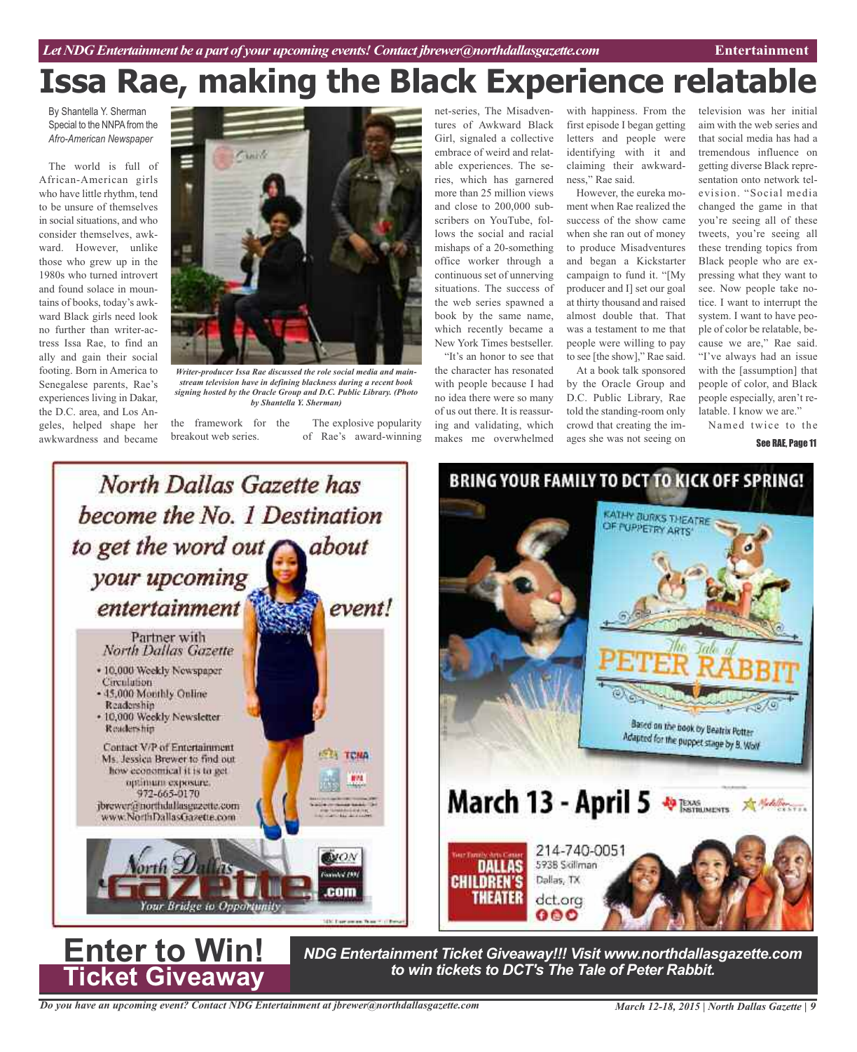*Let NDG Entertainment be a part of your upcoming events! Contact jbrewer@northdallasgazette.com*

# Issa Rae, making the Black Experience relatable

By Shantella Y. Sherman
Special to the NNPA from the *Afro-American Newspaper*

The world is full of African-American girls who have little rhythm, tend to be unsure of themselves in social situations, and who consider themselves, awkward. However, unlike those who grew up in the 1980s who turned introvert and found solace in mountains of books, today's awkward Black girls need look no further than writer-actress Issa Rae, to find an ally and gain their social footing. Born in America to Senegalese parents, Rae's experiences living in Dakar, the D.C. area, and Los Angeles, helped shape her awkwardness and became the framework for the breakout web series.

*Writer-producer Issa Rae discussed the role social media and mainstream television have in defining blackness during a recent book signing hosted by the Oracle Group and D.C. Public Library. (Photo by Shantella Y. Sherman)*

The explosive popularity of Rae's award-winning net-series, The Misadventures of Awkward Black Girl, signaled a collective embrace of weird and relatable experiences. The series, which has garnered more than 25 million views and close to 200,000 subscribers on YouTube, follows the social and racial mishaps of a 20-something office worker through a continuous set of unnerving situations. The success of the web series spawned a book by the same name, which recently became a New York Times bestseller.

"It's an honor to see that the character has resonated with people because I had no idea there were so many of us out there. It is reassuring and validating, which makes me overwhelmed with happiness. From the first episode I began getting letters and people were identifying with it and claiming their awkwardness," Rae said.

However, the eureka moment when Rae realized the success of the show came when she ran out of money to produce Misadventures and began a Kickstarter campaign to fund it. "[My producer and I] set our goal at thirty thousand and raised almost double that. That was a testament to me that people were willing to pay to see [the show]," Rae said.

At a book talk sponsored by the Oracle Group and D.C. Public Library, Rae told the standing-room only crowd that creating the images she was not seeing on television was her initial aim with the web series and that social media has had a tremendous influence on getting diverse Black representation onto network television. "Social media changed the game in that you're seeing all of these tweets, you're seeing all these trending topics from Black people who are expressing what they want to see. Now people take notice. I want to interrupt the system. I want to have people of color be relatable, because we are," Rae said. "I've always had an issue with the [assumption] that people of color, and Black people especially, aren't relatable. I know we are."

Named twice to the

See RAE, Page 11

---

*North Dallas Gazette has become the No. 1 Destination to get the word out about your upcoming entertainment event!*

Partner with North Dallas Gazette

- 10,000 Weekly Newspaper Circulation
- 45,000 Monthly Online Readership
- 10,000 Weekly Newsletter Readership

Contact V/P of Entertainment Ms. Jessica Brewer to find out how economical it is to get optimum exposure.
972-665-0170
jbrewer@northdallasgazette.com
www.NorthDallasGazette.com

North Dallas Gazette.com — Your Bridge to Opportunity

---

**BRING YOUR FAMILY TO DCT TO KICK OFF SPRING!**

Kathy Burks Theatre of Puppetry Arts

The Tale of Peter Rabbit

Based on the book by Beatrix Potter
Adapted for the puppet stage by B. Wolf

**March 13 - April 5**

Texas Instruments

Dallas Children's Theater — Your Family Arts Center
214-740-0051
5938 Skillman
Dallas, TX
dct.org

---

# Enter to Win! Ticket Giveaway

***NDG Entertainment Ticket Giveaway!!! Visit www.northdallasgazette.com to win tickets to DCT's The Tale of Peter Rabbit.***

*Do you have an upcoming event? Contact NDG Entertainment at jbrewer@northdallasgazette.com*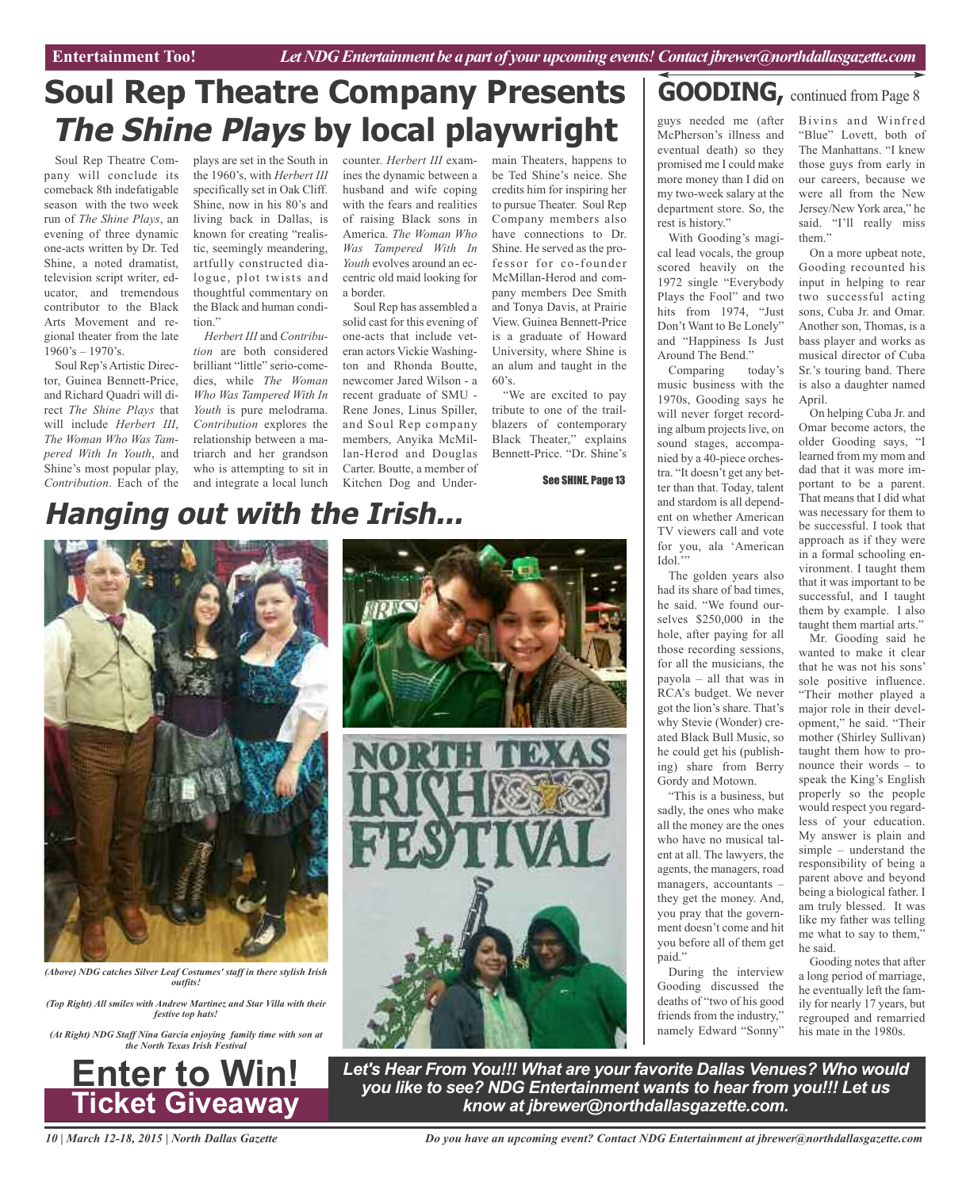# Soul Rep Theatre Company Presents *The Shine Plays* by local playwright

Soul Rep Theatre Company will conclude its comeback 8th indefatigable season with the two week run of *The Shine Plays*, an evening of three dynamic one-acts written by Dr. Ted Shine, a noted dramatist, television script writer, educator, and tremendous contributor to the Black Arts Movement and regional theater from the late 1960's – 1970's.

Soul Rep's Artistic Director, Guinea Bennett-Price, and Richard Quadri will direct *The Shine Plays* that will include *Herbert III*, *The Woman Who Was Tampered With In Youth*, and Shine's most popular play, *Contribution*. Each of the plays are set in the South in the 1960's, with *Herbert III* specifically set in Oak Cliff. Shine, now in his 80's and living back in Dallas, is known for creating "realistic, seemingly meandering, artfully constructed dialogue, plot twists and thoughtful commentary on the Black and human condition."

*Herbert III* and *Contribution* are both considered brilliant "little" serio-comedies, while *The Woman Who Was Tampered With In Youth* is pure melodrama. *Contribution* explores the relationship between a matriarch and her grandson who is attempting to sit in and integrate a local lunch counter. *Herbert III* examines the dynamic between a husband and wife coping with the fears and realities of raising Black sons in America. *The Woman Who Was Tampered With In Youth* evolves around an eccentric old maid looking for a border.

Soul Rep has assembled a solid cast for this evening of one-acts that include veteran actors Vickie Washington and Rhonda Boutte, newcomer Jared Wilson - a recent graduate of SMU - Rene Jones, Linus Spiller, and Soul Rep company members, Anyika McMillan-Herod and Douglas Carter. Boutte, a member of Kitchen Dog and Undermain Theaters, happens to be Ted Shine's neice. She credits him for inspiring her to pursue Theater. Soul Rep Company members also have connections to Dr. Shine. He served as the professor for co-founder McMillan-Herod and company members Dee Smith and Tonya Davis, at Prairie View. Guinea Bennett-Price is a graduate of Howard University, where Shine is an alum and taught in the 60's.

"We are excited to pay tribute to one of the trailblazers of contemporary Black Theater," explains Bennett-Price. "Dr. Shine's

See SHINE, Page 13

# Hanging out with the Irish...

*(Above) NDG catches Silver Leaf Costumes' staff in there stylish Irish outfits!*

*(Top Right) All smiles with Andrew Martinez and Star Villa with their festive top hats!*

*(At Right) NDG Staff Nina Garcia enjoying family time with son at the North Texas Irish Festival*

# GOODING, continued from Page 8

guys needed me (after McPherson's illness and eventual death) so they promised me I could make more money than I did on my two-week salary at the department store. So, the rest is history."

With Gooding's magical lead vocals, the group scored heavily on the 1972 single "Everybody Plays the Fool" and two hits from 1974, "Just Don't Want to Be Lonely" and "Happiness Is Just Around The Bend."

Comparing today's music business with the 1970s, Gooding says he will never forget recording album projects live, on sound stages, accompanied by a 40-piece orchestra. "It doesn't get any better than that. Today, talent and stardom is all dependent on whether American TV viewers call and vote for you, ala 'American Idol.'"

The golden years also had its share of bad times, he said. "We found ourselves $250,000 in the hole, after paying for all those recording sessions, for all the musicians, the payola – all that was in RCA's budget. We never got the lion's share. That's why Stevie (Wonder) created Black Bull Music, so he could get his (publishing) share from Berry Gordy and Motown.

"This is a business, but sadly, the ones who make all the money are the ones who have no musical talent at all. The lawyers, the agents, the managers, road managers, accountants – they get the money. And, you pray that the government doesn't come and hit you before all of them get paid."

During the interview Gooding discussed the deaths of "two of his good friends from the industry," namely Edward "Sonny" Bivins and Winfred "Blue" Lovett, both of The Manhattans. "I knew those guys from early in our careers, because we were all from the New Jersey/New York area," he said. "I'll really miss them."

On a more upbeat note, Gooding recounted his input in helping to rear two successful acting sons, Cuba Jr. and Omar. Another son, Thomas, is a bass player and works as musical director of Cuba Sr.'s touring band. There is also a daughter named April.

On helping Cuba Jr. and Omar become actors, the older Gooding says, "I learned from my mom and dad that it was more important to be a parent. That means that I did what was necessary for them to be successful. I took that approach as if they were in a formal schooling environment. I taught them that it was important to be successful, and I taught them by example. I also taught them martial arts."

Mr. Gooding said he wanted to make it clear that he was not his sons' sole positive influence. "Their mother played a major role in their development," he said. "Their mother (Shirley Sullivan) taught them how to pronounce their words – to speak the King's English properly so the people would respect you regardless of your education. My answer is plain and simple – understand the responsibility of being a parent above and beyond being a biological father. I am truly blessed. It was like my father was telling me what to say to them," he said.

Gooding notes that after a long period of marriage, he eventually left the family for nearly 17 years, but regrouped and remarried his mate in the 1980s.

**Enter to Win! Ticket Giveaway**

***Let's Hear From You!!! What are your favorite Dallas Venues? Who would you like to see? NDG Entertainment wants to hear from you!!! Let us know at jbrewer@northdallasgazette.com.***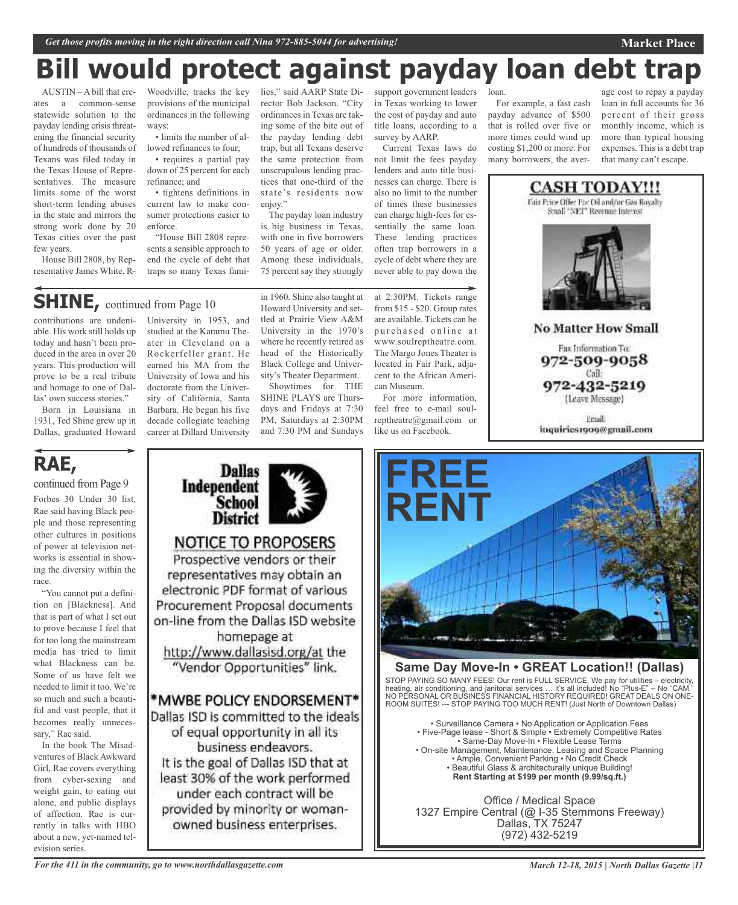# Bill would protect against payday loan debt trap

AUSTIN – A bill that creates a common-sense statewide solution to the payday lending crisis threatening the financial security of hundreds of thousands of Texans was filed today in the Texas House of Representatives. The measure limits some of the worst short-term lending abuses in the state and mirrors the strong work done by 20 Texas cities over the past few years.

House Bill 2808, by Representative James White, R-Woodville, tracks the key provisions of the municipal ordinances in the following ways:

- limits the number of allowed refinances to four;
- requires a partial pay down of 25 percent for each refinance; and
- tightens definitions in current law to make consumer protections easier to enforce.

"House Bill 2808 represents a sensible approach to end the cycle of debt that traps so many Texas families," said AARP State Director Bob Jackson. "City ordinances in Texas are taking some of the bite out of the payday lending debt trap, but all Texans deserve the same protection from unscrupulous lending practices that one-third of the state's residents now enjoy."

The payday loan industry is big business in Texas, with one in five borrowers 50 years of age or older. Among these individuals, 75 percent say they strongly support government leaders in Texas working to lower the cost of payday and auto title loans, according to a survey by AARP.

Current Texas laws do not limit the fees payday lenders and auto title businesses can charge. There is also no limit to the number of times these businesses can charge high-fees for essentially the same loan. These lending practices often trap borrowers in a cycle of debt where they are never able to pay down the loan.

For example, a fast cash payday advance of $500 that is rolled over five or more times could wind up costing $1,200 or more. For many borrowers, the average cost to repay a payday loan in full accounts for 36 percent of their gross monthly income, which is more than typical housing expenses. This is a debt trap that many can't escape.

## SHINE, continued from Page 10

contributions are undeniable. His work still holds up today and hasn't been produced in the area in over 20 years. This production will prove to be a real tribute and homage to one of Dallas' own success stories."

Born in Louisiana in 1931, Ted Shine grew up in Dallas, graduated Howard University in 1953, and studied at the Karamu Theater in Cleveland on a Rockerfeller grant. He earned his MA from the University of Iowa and his doctorate from the University of California, Santa Barbara. He began his five decade collegiate teaching career at Dillard University in 1960. Shine also taught at Howard University and settled at Prairie View A&M University in the 1970's where he recently retired as head of the Historically Black College and University's Theater Department.

Showtimes for THE SHINE PLAYS are Thursdays and Fridays at 7:30 PM, Saturdays at 2:30PM and 7:30 PM and Sundays at 2:30PM. Tickets range from $15 - $20. Group rates are available. Tickets can be purchased online at www.soulreptheatre.com. The Margo Jones Theater is located in Fair Park, adjacent to the African American Museum.

For more information, feel free to e-mail soulreptheatre@gmail.com or like us on Facebook.

**CASH TODAY!!!**

Fair Price Offer For Oil and/or Gas Royalty Small "NET" Revenue Interest

**No Matter How Small**

Fax Information To: **972-509-9058**
Call: **972-432-5219** (Leave Message)
Email: inquiries1909@gmail.com

## RAE, continued from Page 9

Forbes 30 Under 30 list, Rae said having Black people and those representing other cultures in positions of power at television networks is essential in showing the diversity within the race.

"You cannot put a definition on [Blackness]. And that is part of what I set out to prove because I feel that for too long the mainstream media has tried to limit what Blackness can be. Some of us have felt we needed to limit it too. We're so much and such a beautiful and vast people, that it becomes really unnecessary," Rae said.

In the book The Misadventures of Black Awkward Girl, Rae covers everything from cyber-sexing and weight gain, to eating out alone, and public displays of affection. Rae is currently in talks with HBO about a new, yet-named television series.

**Dallas Independent School District**

**NOTICE TO PROPOSERS**

Prospective vendors or their representatives may obtain an electronic PDF format of various Procurement Proposal documents on-line from the Dallas ISD website homepage at http://www.dallasisd.org/at the "Vendor Opportunities" link.

**\*MWBE POLICY ENDORSEMENT\***

Dallas ISD is committed to the ideals of equal opportunity in all its business endeavors. It is the goal of Dallas ISD that at least 30% of the work performed under each contract will be provided by minority or woman-owned business enterprises.

**FREE RENT**

**Same Day Move-In • GREAT Location!! (Dallas)**

STOP PAYING SO MANY FEES! Our rent is FULL SERVICE. We pay for utilities – electricity, heating, air conditioning, and janitorial services … it's all included! No "Plus-E" – No "CAM." NO PERSONAL OR BUSINESS FINANCIAL HISTORY REQUIRED! GREAT DEALS ON ONE-ROOM SUITES! --- STOP PAYING TOO MUCH RENT! (Just North of Downtown Dallas)

- Surveillance Camera • No Application or Application Fees
- Five-Page lease - Short & Simple • Extremely Competitive Rates
- Same-Day Move-In • Flexible Lease Terms
- On-site Management, Maintenance, Leasing and Space Planning
- Ample, Convenient Parking • No Credit Check
- Beautiful Glass & architecturally unique Building!

**Rent Starting at $199 per month (9.99/sq.ft.)**

Office / Medical Space
1327 Empire Central (@ I-35 Stemmons Freeway)
Dallas, TX 75247
(972) 432-5219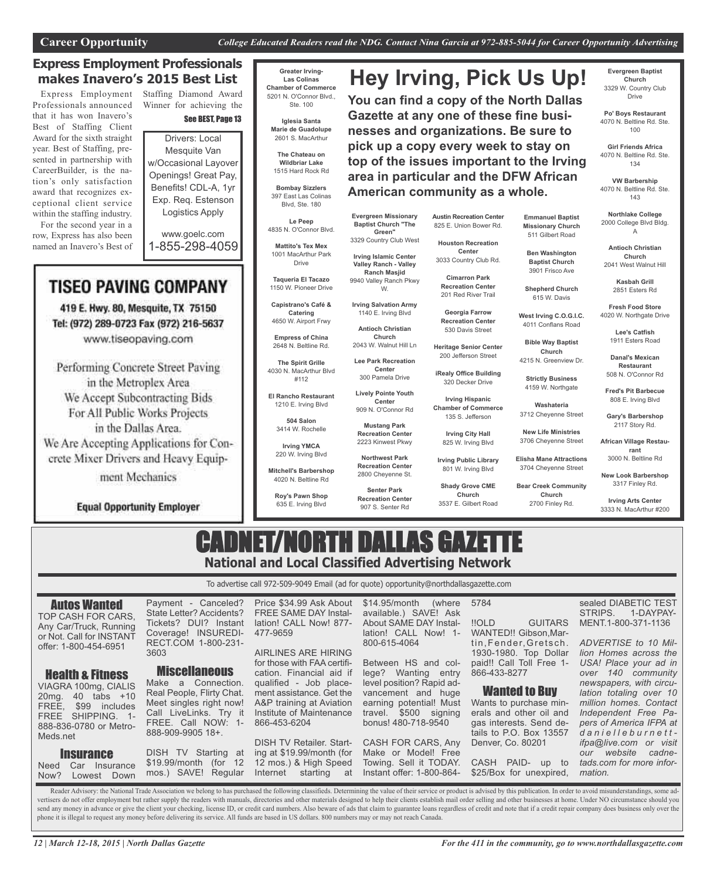**Career Opportunity** *College Educated Readers read the NDG. Contact Nina Garcia at 972-885-5044 for Career Opportunity Advertising*

## Express Employment Professionals makes Inavero's 2015 Best List

Express Employment Professionals announced that it has won Inavero's Best of Staffing Client Award for the sixth straight year. Best of Staffing, presented in partnership with CareerBuilder, is the nation's only satisfaction award that recognizes exceptional client service within the staffing industry.

For the second year in a row, Express has also been named an Inavero's Best of Staffing Diamond Award Winner for achieving the

See BEST, Page 13

Drivers: Local Mesquite Van w/Occasional Layover Openings! Great Pay, Benefits! CDL-A, 1yr Exp. Req. Estenson Logistics Apply

www.goelc.com
1-855-298-4059

## TISEO PAVING COMPANY

419 E. Hwy. 80, Mesquite, TX 75150
Tel: (972) 289-0723 Fax (972) 216-5637
www.tiseopaving.com

Performing Concrete Street Paving in the Metroplex Area
We Accept Subcontracting Bids For All Public Works Projects in the Dallas Area.
We Are Accepting Applications for Concrete Mixer Drivers and Heavy Equipment Mechanics

**Equal Opportunity Employer**

## Hey Irving, Pick Us Up!

**You can find a copy of the North Dallas Gazette at any one of these fine businesses and organizations. Be sure to pick up a copy every week to stay on top of the issues important to the Irving area in particular and the DFW African American community as a whole.**

**Greater Irving-Las Colinas Chamber of Commerce**
5201 N. O'Connor Blvd., Ste. 100

**Iglesia Santa Marie de Guadolupe**
2601 S. MacArthur

**The Chateau on Wildbriar Lake**
1515 Hard Rock Rd

**Bombay Sizzlers**
397 East Las Colinas Blvd, Ste. 180

**Le Peep**
4835 N. O'Connor Blvd.

**Mattito's Tex Mex**
1001 MacArthur Park Drive

**Taqueria El Tacazo**
1150 W. Pioneer Drive

**Capistrano's Café & Catering**
4650 W. Airport Frwy

**Empress of China**
2648 N. Beltline Rd.

**The Spirit Grille**
4030 N. MacArthur Blvd #112

**El Rancho Restaurant**
1210 E. Irving Blvd

**504 Salon**
3414 W. Rochelle

**Irving YMCA**
220 W. Irving Blvd

**Mitchell's Barbershop**
4020 N. Beltline Rd

**Roy's Pawn Shop**
635 E. Irving Blvd

**Evergreen Missionary Baptist Church "The Green"**
3329 Country Club West

**Irving Islamic Center Valley Ranch - Valley Ranch Masjid**
9940 Valley Ranch Pkwy W.

**Irving Salvation Army**
1140 E. Irving Blvd

**Antioch Christian Church**
2043 W. Walnut Hill Ln

**Lee Park Recreation Center**
300 Pamela Drive

**Lively Pointe Youth Center**
909 N. O'Connor Rd

**Mustang Park Recreation Center**
2223 Kinwest Pkwy

**Northwest Park Recreation Center**
2800 Cheyenne St.

**Senter Park Recreation Center**
907 S. Senter Rd

**Austin Recreation Center**
825 E. Union Bower Rd.

**Houston Recreation Center**
3033 Country Club Rd.

**Cimarron Park Recreation Center**
201 Red River Trail

**Georgia Farrow Recreation Center**
530 Davis Street

**Heritage Senior Center**
200 Jefferson Street

**iRealy Office Building**
320 Decker Drive

**Irving Hispanic Chamber of Commerce**
135 S. Jefferson

**Irving City Hall**
825 W. Irving Blvd

**Irving Public Library**
801 W. Irving Blvd

**Shady Grove CME Church**
3537 E. Gilbert Road

**Emmanuel Baptist Missionary Church**
511 Gilbert Road

**Ben Washington Baptist Church**
3901 Frisco Ave

**Shepherd Church**
615 W. Davis

**West Irving C.O.G.I.C.**
4011 Conflans Road

**Bible Way Baptist Church**
4215 N. Greenview Dr.

**Strictly Business**
4159 W. Northgate

**Washateria**
3712 Cheyenne Street

**New Life Ministries**
3706 Cheyenne Street

**Elisha Mane Attractions**
3704 Cheyenne Street

**Bear Creek Community Church**
2700 Finley Rd.

**Evergreen Baptist Church**
3329 W. Country Club Drive

**Po' Boys Restaurant**
4070 N. Beltline Rd. Ste. 100

**Girl Friends Africa**
4070 N. Beltline Rd. Ste. 134

**VW Barbership**
4070 N. Beltline Rd. Ste. 143

**Northlake College**
2000 College Blvd Bldg. A

**Antioch Christian Church**
2041 West Walnut Hill

**Kasbah Grill**
2851 Esters Rd

**Fresh Food Store**
4020 W. Northgate Drive

**Lee's Catfish**
1911 Esters Road

**Danal's Mexican Restaurant**
508 N. O'Connor Rd

**Fred's Pit Barbecue**
808 E. Irving Blvd

**Gary's Barbershop**
2117 Story Rd.

**African Village Restaurant**
3000 N. Beltline Rd

**New Look Barbershop**
3317 Finley Rd.

**Irving Arts Center**
3333 N. MacArthur #200

# CADNET/NORTH DALLAS GAZETTE

**National and Local Classified Advertising Network**

To advertise call 972-509-9049 Email (ad for quote) opportunity@northdallasgazette.com

### Autos Wanted

TOP CASH FOR CARS, Any Car/Truck, Running or Not. Call for INSTANT offer: 1-800-454-6951

### Health & Fitness

VIAGRA 100mg, CIALIS 20mg. 40 tabs +10 FREE, $99 includes FREE SHIPPING. 1-888-836-0780 or Metro-Meds.net

### Insurance

Need Car Insurance Now? Lowest Down Payment - Canceled? State Letter? Accidents? Tickets? DUI? Instant Coverage! INSUREDIRECT.COM 1-800-231-3603

### Miscellaneous

Make a Connection. Real People, Flirty Chat. Meet singles right now! Call LiveLinks. Try it FREE. Call NOW: 1-888-909-9905 18+.

DISH TV Starting at $19.99/month (for 12 mos.) SAVE! Regular Price $34.99 Ask About FREE SAME DAY Installation! CALL Now! 877-477-9659

AIRLINES ARE HIRING for those with FAA certification. Financial aid if qualified - Job placement assistance. Get the A&P training at Aviation Institute of Maintenance 866-453-6204

DISH TV Retailer. Starting at $19.99/month (for 12 mos.) & High Speed Internet starting at $14.95/month (where available.) SAVE! Ask About SAME DAY Installation! CALL Now! 1-800-615-4064

Between HS and college? Wanting entry level position? Rapid advancement and huge earning potential! Must travel. $500 signing bonus! 480-718-9540

CASH FOR CARS, Any Make or Model! Free Towing. Sell it TODAY. Instant offer: 1-800-864-5784

!!OLD GUITARS WANTED!! Gibson,Martin,Fender,Gretsch. 1930-1980. Top Dollar paid!! Call Toll Free 1-866-433-8277

### Wanted to Buy

Wants to purchase minerals and other oil and gas interests. Send details to P.O. Box 13557 Denver, Co. 80201

CASH PAID- up to $25/Box for unexpired, sealed DIABETIC TEST STRIPS. 1-DAYPAYMENT.1-800-371-1136

*ADVERTISE to 10 Million Homes across the USA! Place your ad in over 140 community newspapers, with circulation totaling over 10 million homes. Contact Independent Free Papers of America IFPA at danielleburnett-ifpa@live.com or visit our website cadnetads.com for more information.*

Reader Advisory: the National Trade Association we belong to has purchased the following classifieds. Determining the value of their service or product is advised by this publication. In order to avoid misunderstandings, some advertisers do not offer employment but rather supply the readers with manuals, directories and other materials designed to help their clients establish mail order selling and other businesses at home. Under NO circumstance should you send any money in advance or give the client your checking, license ID, or credit card numbers. Also beware of ads that claim to guarantee loans regardless of credit and note that if a credit repair company does business only over the phone it is illegal to request any money before delivering its service. All funds are based in US dollars. 800 numbers may or may not reach Canada.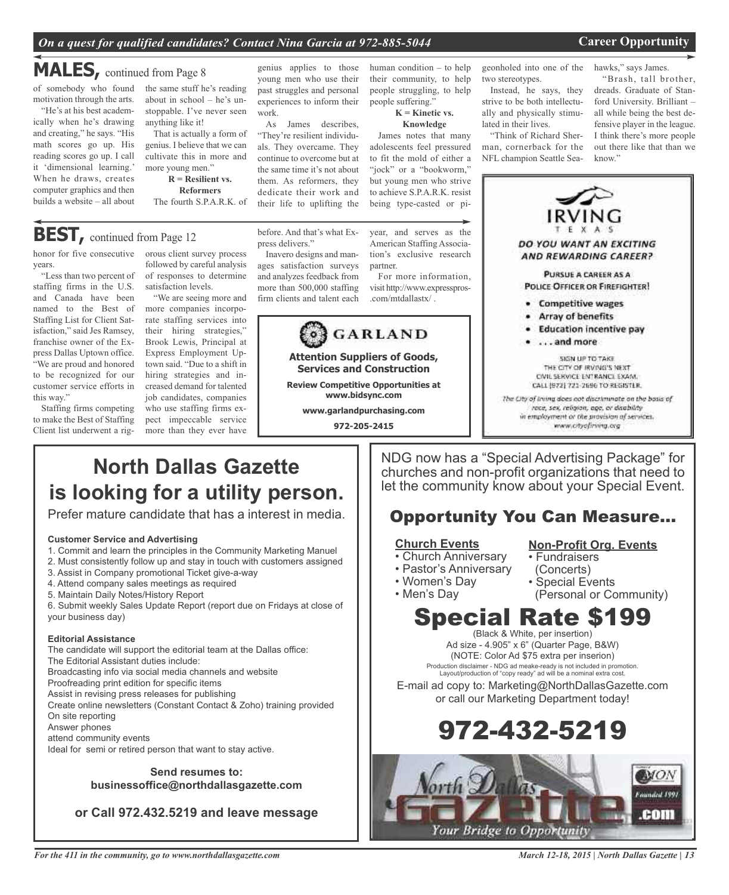## MALES, continued from Page 8

of somebody who found motivation through the arts.

"He's at his best academically when he's drawing and creating," he says. "His math scores go up. His reading scores go up. I call it 'dimensional learning.' When he draws, creates computer graphics and then builds a website – all about the same stuff he's reading about in school – he's unstoppable. I've never seen anything like it!

That is actually a form of genius. I believe that we can cultivate this in more and more young men."

**R = Resilient vs. Reformers**

The fourth S.P.A.R.K. of genius applies to those young men who use their past struggles and personal experiences to inform their work.

As James describes, "They're resilient individuals. They overcame. They continue to overcome but at the same time it's not about them. As reformers, they dedicate their work and their life to uplifting the human condition – to help their community, to help people struggling, to help people suffering."

**K = Kinetic vs. Knowledge**

James notes that many adolescents feel pressured to fit the mold of either a "jock" or a "bookworm," but young men who strive to achieve S.P.A.R.K. resist being type-casted or pigeonholed into one of the two stereotypes.

Instead, he says, they strive to be both intellectually and physically stimulated in their lives.

"Think of Richard Sherman, cornerback for the NFL champion Seattle Seahawks," says James.

"Brash, tall brother, dreads. Graduate of Stanford University. Brilliant – all while being the best defensive player in the league. I think there's more people out there like that than we know."

## BEST, continued from Page 12

honor for five consecutive years.

"Less than two percent of staffing firms in the U.S. and Canada have been named to the Best of Staffing List for Client Satisfaction," said Jes Ramsey, franchise owner of the Express Dallas Uptown office. "We are proud and honored to be recognized for our customer service efforts in this way."

Staffing firms competing to make the Best of Staffing Client list underwent a rigorous client survey process followed by careful analysis of responses to determine satisfaction levels.

"We are seeing more and more companies incorporate staffing services into their hiring strategies," Brook Lewis, Principal at Express Employment Uptown said. "Due to a shift in hiring strategies and increased demand for talented job candidates, companies who use staffing firms expect impeccable service more than they ever have before. And that's what Express delivers."

Inavero designs and manages satisfaction surveys and analyzes feedback from more than 500,000 staffing firm clients and talent each year, and serves as the American Staffing Association's exclusive research partner.

For more information, visit http://www.expresspros.com/mtdallastx/ .

---

**GARLAND**

**Attention Suppliers of Goods, Services and Construction**

**Review Competitive Opportunities at www.bidsync.com**

**www.garlandpurchasing.com**

**972-205-2415**

---

**IRVING TEXAS**

**DO YOU WANT AN EXCITING AND REWARDING CAREER?**

PURSUE A CAREER AS A POLICE OFFICER OR FIREFIGHTER!

- Competitive wages
- Array of benefits
- Education incentive pay
- . . . and more

SIGN UP TO TAKE THE CITY OF IRVING'S NEXT CIVIL SERVICE ENTRANCE EXAM. CALL (972) 721-2696 TO REGISTER.

*The City of Irving does not discriminate on the basis of race, sex, religion, age, or disability in employment or the provision of services.* www.cityofirving.org

---

# North Dallas Gazette is looking for a utility person.

Prefer mature candidate that has a interest in media.

**Customer Service and Advertising**

1. Commit and learn the principles in the Community Marketing Manuel
2. Must consistently follow up and stay in touch with customers assigned
3. Assist in Company promotional Ticket give-a-way
4. Attend company sales meetings as required
5. Maintain Daily Notes/History Report
6. Submit weekly Sales Update Report (report due on Fridays at close of your business day)

**Editorial Assistance**

The candidate will support the editorial team at the Dallas office:
The Editorial Assistant duties include:
Broadcasting info via social media channels and website
Proofreading print edition for specific items
Assist in revising press releases for publishing
Create online newsletters (Constant Contact & Zoho) training provided
On site reporting
Answer phones
attend community events
Ideal for semi or retired person that want to stay active.

**Send resumes to: businessoffice@northdallasgazette.com**

**or Call 972.432.5219 and leave message**

---

NDG now has a "Special Advertising Package" for churches and non-profit organizations that need to let the community know about your Special Event.

## Opportunity You Can Measure...

**Church Events**
- Church Anniversary
- Pastor's Anniversary
- Women's Day
- Men's Day

**Non-Profit Org. Events**
- Fundraisers (Concerts)
- Special Events (Personal or Community)

# Special Rate $199

(Black & White, per insertion)
Ad size - 4.905" x 6" (Quarter Page, B&W)
(NOTE: Color Ad $75 extra per inserion)
Production disclaimer - NDG ad meake-ready is not included in promotion. Layout/production of "copy ready" ad will be a nominal extra cost.

E-mail ad copy to: Marketing@NorthDallasGazette.com or call our Marketing Department today!

# 972-432-5219

North Dallas Gazette .com — Your Bridge to Opportunity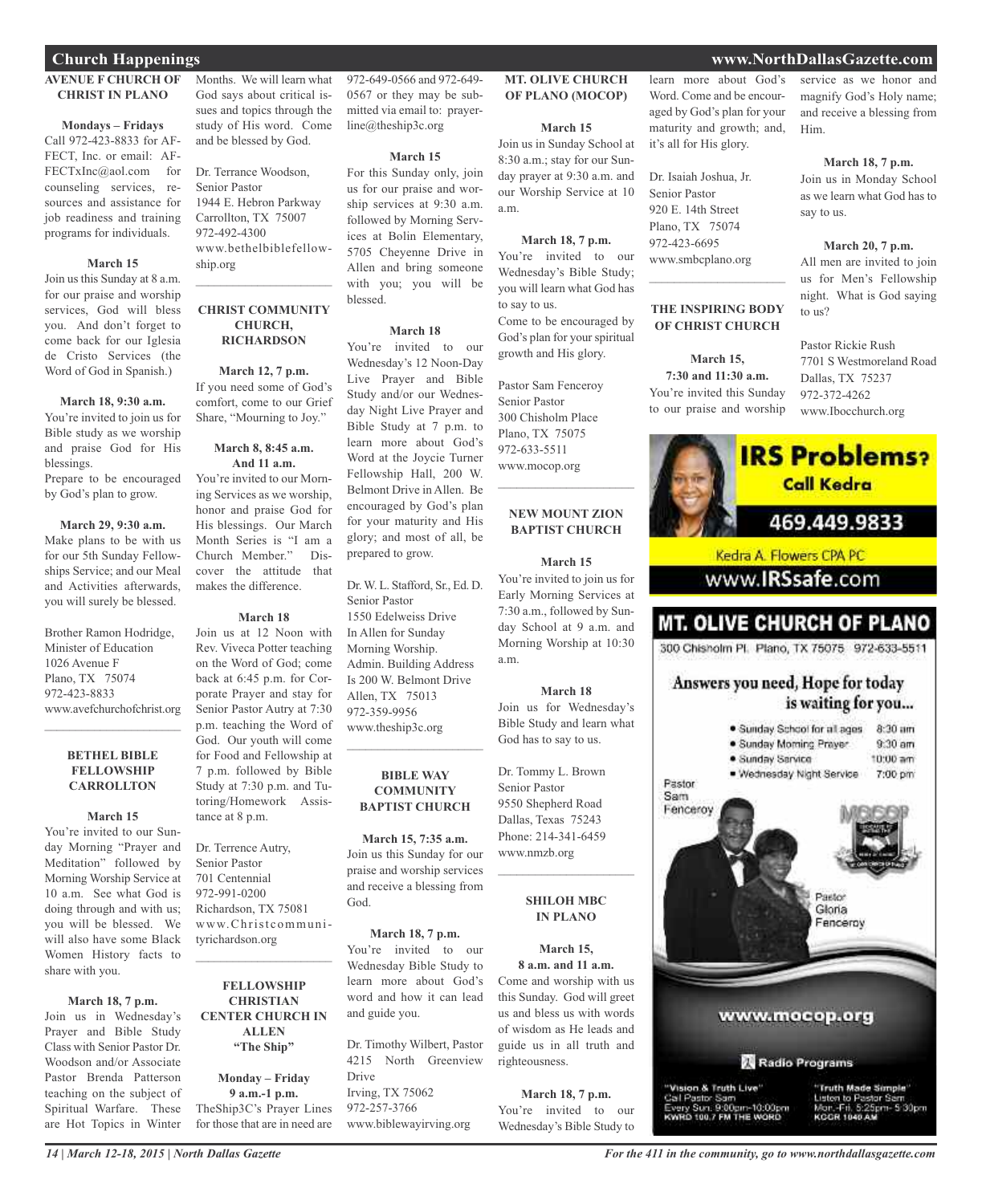## Church Happenings

### AVENUE F CHURCH OF CHRIST IN PLANO

**Mondays – Fridays**
Call 972-423-8833 for AFFECT, Inc. or email: AFFECTxInc@aol.com for counseling services, resources and assistance for job readiness and training programs for individuals.

**March 15**
Join us this Sunday at 8 a.m. for our praise and worship services, God will bless you. And don't forget to come back for our Iglesia de Cristo Services (the Word of God in Spanish.)

**March 18, 9:30 a.m.**
You're invited to join us for Bible study as we worship and praise God for His blessings.
Prepare to be encouraged by God's plan to grow.

**March 29, 9:30 a.m.**
Make plans to be with us for our 5th Sunday Fellowships Service; and our Meal and Activities afterwards, you will surely be blessed.

Brother Ramon Hodridge,
Minister of Education
1026 Avenue F
Plano, TX 75074
972-423-8833
www.avefchurchofchrist.org

---

### BETHEL BIBLE FELLOWSHIP CARROLLTON

**March 15**
You're invited to our Sunday Morning "Prayer and Meditation" followed by Morning Worship Service at 10 a.m. See what God is doing through and with us; you will be blessed. We will also have some Black Women History facts to share with you.

**March 18, 7 p.m.**
Join us in Wednesday's Prayer and Bible Study Class with Senior Pastor Dr. Woodson and/or Associate Pastor Brenda Patterson teaching on the subject of Spiritual Warfare. These are Hot Topics in Winter Months. We will learn what God says about critical issues and topics through the study of His word. Come and be blessed by God.

Dr. Terrance Woodson,
Senior Pastor
1944 E. Hebron Parkway
Carrollton, TX 75007
972-492-4300
www.bethelbiblefellowship.org

---

### CHRIST COMMUNITY CHURCH, RICHARDSON

**March 12, 7 p.m.**
If you need some of God's comfort, come to our Grief Share, "Mourning to Joy."

**March 8, 8:45 a.m. And 11 a.m.**
You're invited to our Morning Services as we worship, honor and praise God for His blessings. Our March Month Series is "I am a Church Member." Discover the attitude that makes the difference.

**March 18**
Join us at 12 Noon with Rev. Viveca Potter teaching on the Word of God; come back at 6:45 p.m. for Corporate Prayer and stay for Senior Pastor Autry at 7:30 p.m. teaching the Word of God. Our youth will come for Food and Fellowship at 7 p.m. followed by Bible Study at 7:30 p.m. and Tutoring/Homework Assistance at 8 p.m.

Dr. Terrence Autry,
Senior Pastor
701 Centennial
972-991-0200
Richardson, TX 75081
www.Christcommunityrichardson.org

---

### FELLOWSHIP CHRISTIAN CENTER CHURCH IN ALLEN "The Ship"

**Monday – Friday 9 a.m.-1 p.m.**
TheShip3C's Prayer Lines for those that are in need are 972-649-0566 and 972-649-0567 or they may be submitted via email to: prayerline@theship3c.org

**March 15**
For this Sunday only, join us for our praise and worship services at 9:30 a.m. followed by Morning Services at Bolin Elementary, 5705 Cheyenne Drive in Allen and bring someone with you; you will be blessed.

**March 18**
You're invited to our Wednesday's 12 Noon-Day Live Prayer and Bible Study and/or our Wednesday Night Live Prayer and Bible Study at 7 p.m. to learn more about God's Word at the Joycie Turner Fellowship Hall, 200 W. Belmont Drive in Allen. Be encouraged by God's plan for your maturity and His glory; and most of all, be prepared to grow.

Dr. W. L. Stafford, Sr., Ed. D.
Senior Pastor
1550 Edelweiss Drive
In Allen for Sunday
Morning Worship.
Admin. Building Address
Is 200 W. Belmont Drive
Allen, TX 75013
972-359-9956
www.theship3c.org

---

### BIBLE WAY COMMUNITY BAPTIST CHURCH

**March 15, 7:35 a.m.**
Join us this Sunday for our praise and worship services and receive a blessing from God.

**March 18, 7 p.m.**
You're invited to our Wednesday Bible Study to learn more about God's word and how it can lead and guide you.

Dr. Timothy Wilbert, Pastor
4215 North Greenview Drive
Irving, TX 75062
972-257-3766
www.biblewayirving.org

### MT. OLIVE CHURCH OF PLANO (MOCOP)

**March 15**
Join us in Sunday School at 8:30 a.m.; stay for our Sunday prayer at 9:30 a.m. and our Worship Service at 10 a.m.

**March 18, 7 p.m.**
You're invited to our Wednesday's Bible Study; you will learn what God has to say to us.
Come to be encouraged by God's plan for your spiritual growth and His glory.

Pastor Sam Fenceroy
Senior Pastor
300 Chisholm Place
Plano, TX 75075
972-633-5511
www.mocop.org

---

### NEW MOUNT ZION BAPTIST CHURCH

**March 15**
You're invited to join us for Early Morning Services at 7:30 a.m., followed by Sunday School at 9 a.m. and Morning Worship at 10:30 a.m.

**March 18**
Join us for Wednesday's Bible Study and learn what God has to say to us.

Dr. Tommy L. Brown
Senior Pastor
9550 Shepherd Road
Dallas, Texas 75243
Phone: 214-341-6459
www.nmzb.org

---

### SHILOH MBC IN PLANO

**March 15, 8 a.m. and 11 a.m.**
Come and worship with us this Sunday. God will greet us and bless us with words of wisdom as He leads and guide us in all truth and righteousness.

**March 18, 7 p.m.**
You're invited to our Wednesday's Bible Study to learn more about God's Word. Come and be encouraged by God's plan for your maturity and growth; and, it's all for His glory.

Dr. Isaiah Joshua, Jr.
Senior Pastor
920 E. 14th Street
Plano, TX 75074
972-423-6695
www.smbcplano.org

---

### THE INSPIRING BODY OF CHRIST CHURCH

**March 15, 7:30 and 11:30 a.m.**
You're invited this Sunday to our praise and worship service as we honor and magnify God's Holy name; and receive a blessing from Him.

**March 18, 7 p.m.**
Join us in Monday School as we learn what God has to say to us.

**March 20, 7 p.m.**
All men are invited to join us for Men's Fellowship night. What is God saying to us?

Pastor Rickie Rush
7701 S Westmoreland Road
Dallas, TX 75237
972-372-4262
www.Ibocchurch.org

---

**IRS Problems? Call Kedra**
469.449.9833
Kedra A. Flowers CPA PC
www.IRSsafe.com

---

**MT. OLIVE CHURCH OF PLANO**
300 Chisholm Pl. Plano, TX 75075 972-633-5511

**Answers you need, Hope for today is waiting for you...**

- Sunday School for all ages 8:30 am
- Sunday Morning Prayer 9:30 am
- Sunday Service 10:00 am
- Wednesday Night Service 7:00 pm

Pastor Sam Fenceroy
Pastor Gloria Fenceroy

www.mocop.org

Radio Programs

"Vision & Truth Live"
Call Pastor Sam
Every Sun. 9:00pm-10:00pm
KWRD 100.7 FM THE WORD

"Truth Made Simple"
Listen to Pastor Sam
Mon.-Fri. 5:25pm- 5:30pm
KCCR 1040 AM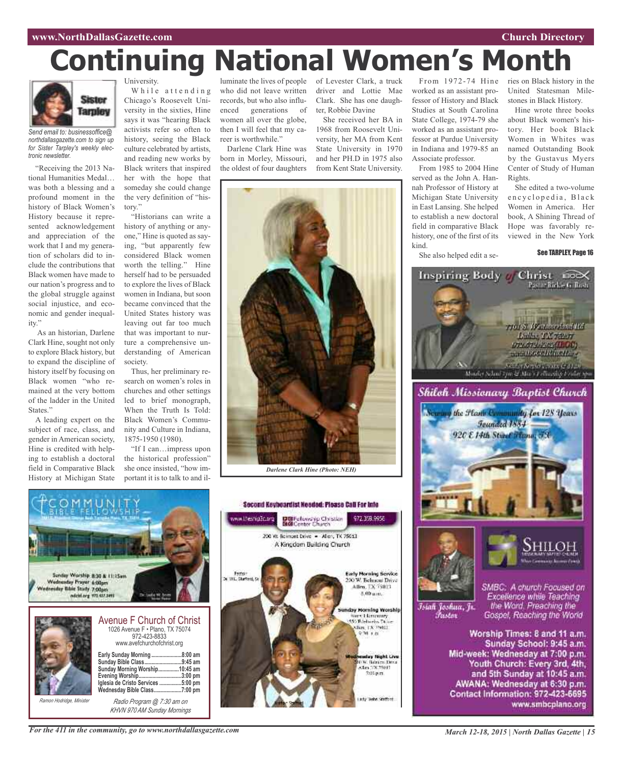# Continuing National Women's Month

**Sister Tarpley**

*Send email to: businessoffice@northdallasgazette.com to sign up for Sister Tarpley's weekly electronic newsletter.*

"Receiving the 2013 National Humanities Medal… was both a blessing and a profound moment in the history of Black Women's History because it represented acknowledgement and appreciation of the work that I and my generation of scholars did to include the contributions that Black women have made to our nation's progress and to the global struggle against social injustice, and economic and gender inequality."

As an historian, Darlene Clark Hine, sought not only to explore Black history, but to expand the discipline of history itself by focusing on Black women "who remained at the very bottom of the ladder in the United States."

A leading expert on the subject of race, class, and gender in American society, Hine is credited with helping to establish a doctoral field in Comparative Black History at Michigan State University.

While attending Chicago's Roosevelt University in the sixties, Hine says it was "hearing Black activists refer so often to history, seeing the Black culture celebrated by artists, and reading new works by Black writers that inspired her with the hope that someday she could change the very definition of "history."

"Historians can write a history of anything or anyone," Hine is quoted as saying, "but apparently few considered Black women worth the telling." Hine herself had to be persuaded to explore the lives of Black women in Indiana, but soon became convinced that the United States history was leaving out far too much that was important to nurture a comprehensive understanding of American society.

Thus, her preliminary research on women's roles in churches and other settings led to brief monograph, When the Truth Is Told: Black Women's Community and Culture in Indiana, 1875-1950 (1980).

"If I can…impress upon the historical profession" she once insisted, "how important it is to talk to and illuminate the lives of people who did not leave written records, but who also influenced generations of women all over the globe, then I will feel that my career is worthwhile."

Darlene Clark Hine was born in Morley, Missouri, the oldest of four daughters of Levester Clark, a truck driver and Lottie Mae Clark. She has one daughter, Robbie Davine

She received her BA in 1968 from Roosevelt University, her MA from Kent State University in 1970 and her PH.D in 1975 also from Kent State University.

*Darlene Clark Hine (Photo: NEH)*

From 1972-74 Hine worked as an assistant professor of History and Black Studies at South Carolina State College, 1974-79 she worked as an assistant professor at Purdue University in Indiana and 1979-85 an Associate professor.

From 1985 to 2004 Hine served as the John A. Hannah Professor of History at Michigan State University in East Lansing. She helped to establish a new doctoral field in comparative Black history, one of the first of its kind.

She also helped edit a series on Black history in the United Statesman Milestones in Black History.

Hine wrote three books about Black women's history. Her book Black Women in Whites was named Outstanding Book by the Gustavus Myers Center of Study of Human Rights.

She edited a two-volume encyclopedia, Black Women in America. Her book, A Shining Thread of Hope was favorably reviewed in the New York

**See TARPLEY, Page 16**

---

**Inspiring Body of Christ**
Pastor Rickie G. Rush

---

**Shiloh Missionary Baptist Church**
Serving the Plano Community for 128 Years
Founded 1884
920 E 14th Street Plano, TX

Isiah Joshua, Jr. Pastor

SMBC: A church Focused on Excellence while Teaching the Word, Preaching the Gospel, Reaching the World

Worship Times: 8 and 11 a.m.
Sunday School: 9:45 a.m.
Mid-week: Wednesday at 7:00 p.m.
Youth Church: Every 3rd, 4th, and 5th Sunday at 10:45 a.m.
AWANA: Wednesday at 6:30 p.m.
Contact Information: 972-423-6695
www.smbcplano.org

---

**Community Bible Fellowship**

Sunday Worship 8:30 & 11:15am
Wednesday Prayer 6:00pm
Wednesday Bible Study 7:00pm

---

**Avenue F Church of Christ**
1026 Avenue F • Plano, TX 75074
972-423-8833
www.avefchurchofchrist.org

| | |
|---|---|
| Early Sunday Morning | 8:00 am |
| Sunday Bible Class | 9:45 am |
| Sunday Morning Worship | 10:45 am |
| Evening Worship | 3:00 pm |
| Iglesia de Cristo Services | 5:00 pm |
| Wednesday Bible Class | 7:00 pm |

*Ramon Hodridge, Minister*

*Radio Program @ 7:30 am on KHVN 970 AM Sunday Mornings*

---

**Second Keyboardist Needed: Please Call For Info**

www.theship3c.org | Fellowship Christian Center Church | 972.359.9956

200 W. Belmont Drive • Allen, TX 75013
A Kingdom Building Church

Pastor Dr. W.L. Stafford, Sr.

Early Morning Service
200 W. Belmont Drive
Allen, TX 75013
8:00 a.m.

Sunday Morning Worship

Wednesday Night Live
200 W. Belmont Drive
Allen, TX 75013
7:00 p.m.

Lady Tasha Stafford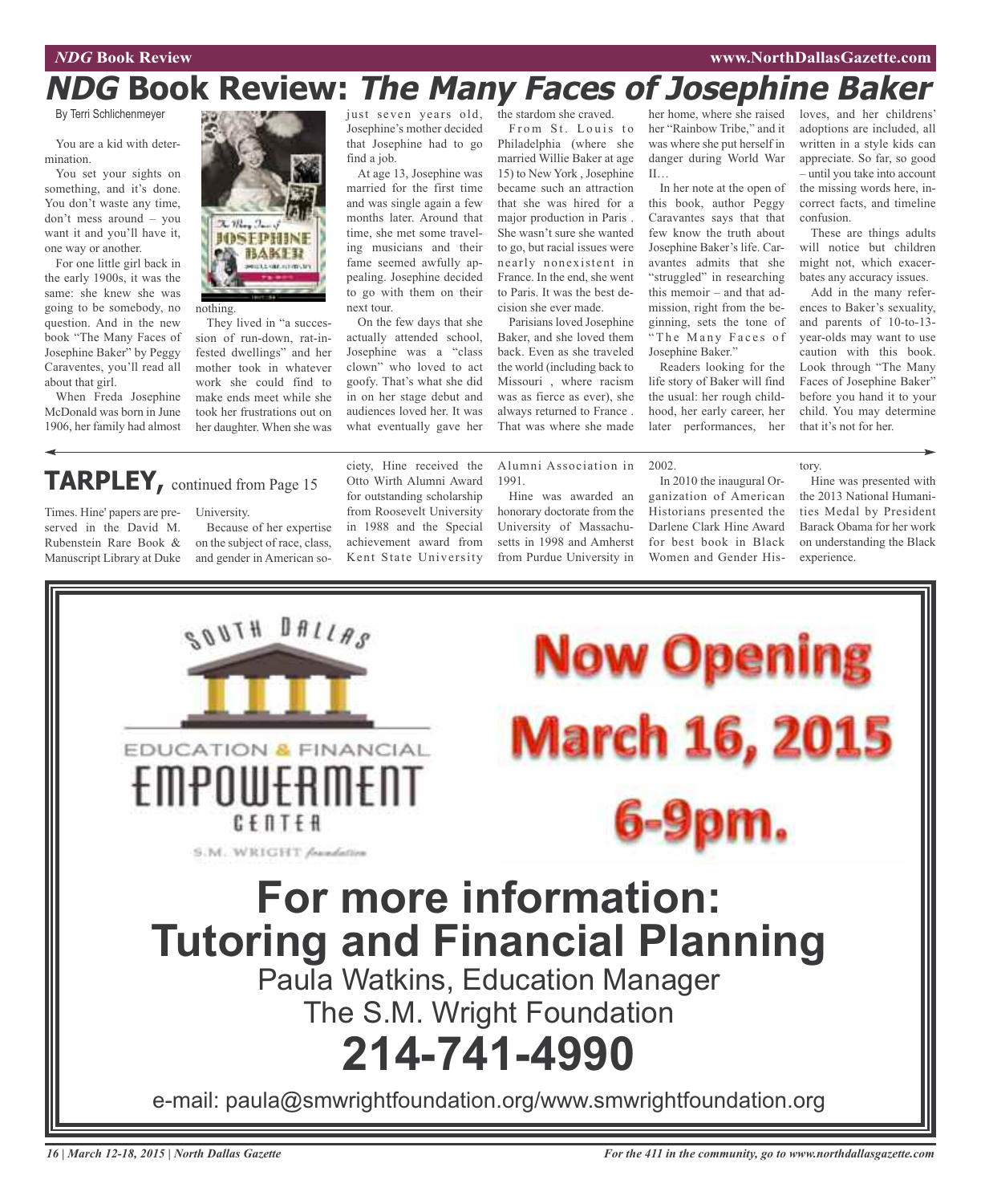# NDG Book Review: *The Many Faces of Josephine Baker*

By Terri Schlichenmeyer

You are a kid with determination.

You set your sights on something, and it's done. You don't waste any time, don't mess around – you want it and you'll have it, one way or another.

For one little girl back in the early 1900s, it was the same: she knew she was going to be somebody, no question. And in the new book "The Many Faces of Josephine Baker" by Peggy Caraventes, you'll read all about that girl.

When Freda Josephine McDonald was born in June 1906, her family had almost nothing.

They lived in "a succession of run-down, rat-infested dwellings" and her mother took in whatever work she could find to make ends meet while she took her frustrations out on her daughter. When she was just seven years old, Josephine's mother decided that Josephine had to go find a job.

At age 13, Josephine was married for the first time and was single again a few months later. Around that time, she met some traveling musicians and their fame seemed awfully appealing. Josephine decided to go with them on their next tour.

On the few days that she actually attended school, Josephine was a "class clown" who loved to act goofy. That's what she did in on her stage debut and audiences loved her. It was what eventually gave her the stardom she craved.

From St. Louis to Philadelphia (where she married Willie Baker at age 15) to New York , Josephine became such an attraction that she was hired for a major production in Paris . She wasn't sure she wanted to go, but racial issues were nearly nonexistent in France. In the end, she went to Paris. It was the best decision she ever made.

Parisians loved Josephine Baker, and she loved them back. Even as she traveled the world (including back to Missouri , where racism was as fierce as ever), she always returned to France . That was where she made her home, where she raised her "Rainbow Tribe," and it was where she put herself in danger during World War II…

In her note at the open of this book, author Peggy Caravantes says that that few know the truth about Josephine Baker's life. Caravantes admits that she "struggled" in researching this memoir – and that admission, right from the beginning, sets the tone of "The Many Faces of Josephine Baker."

Readers looking for the life story of Baker will find the usual: her rough childhood, her early career, her later performances, her loves, and her childrens' adoptions are included, all written in a style kids can appreciate. So far, so good – until you take into account the missing words here, incorrect facts, and timeline confusion.

These are things adults will notice but children might not, which exacerbates any accuracy issues.

Add in the many references to Baker's sexuality, and parents of 10-to-13-year-olds may want to use caution with this book. Look through "The Many Faces of Josephine Baker" before you hand it to your child. You may determine that it's not for her.

## TARPLEY, continued from Page 15

Times. Hine' papers are preserved in the David M. Rubenstein Rare Book & Manuscript Library at Duke University.

Because of her expertise on the subject of race, class, and gender in American society, Hine received the Otto Wirth Alumni Award for outstanding scholarship from Roosevelt University in 1988 and the Special achievement award from Kent State University Alumni Association in 1991.

Hine was awarded an honorary doctorate from the University of Massachusetts in 1998 and Amherst from Purdue University in 2002.

In 2010 the inaugural Organization of American Historians presented the Darlene Clark Hine Award for best book in Black Women and Gender History.

Hine was presented with the 2013 National Humanities Medal by President Barack Obama for her work on understanding the Black experience.

---

SOUTH DALLAS
EDUCATION & FINANCIAL EMPOWERMENT CENTER
S.M. WRIGHT foundation

**Now Opening**
**March 16, 2015**
**6-9pm.**

**For more information:**
**Tutoring and Financial Planning**

Paula Watkins, Education Manager
The S.M. Wright Foundation

**214-741-4990**

e-mail: paula@smwrightfoundation.org/www.smwrightfoundation.org